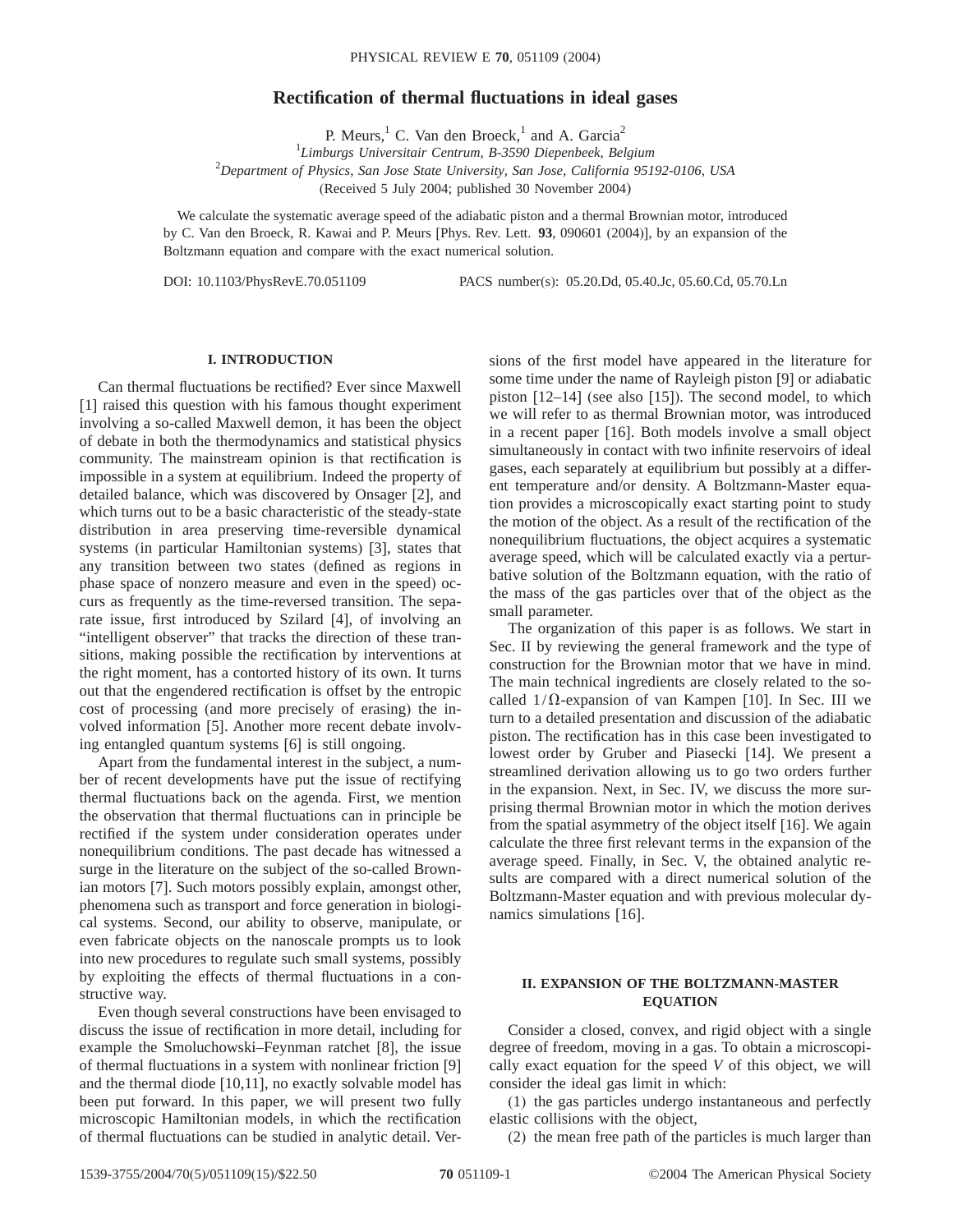# Rectification of thermal fluctuations in ideal gases

P. Meurs,[1] C. Van den Broeck,[1] and A. Garcia[2]

[1]*Limburgs Universitair Centrum, B-3590 Diepenbeek, Belgium*

[2]*Department of Physics, San Jose State University, San Jose, California 95192-0106, USA*

(Received 5 July 2004; published 30 November 2004)

We calculate the systematic average speed of the adiabatic piston and a thermal Brownian motor, introduced by C. Van den Broeck, R. Kawai and P. Meurs [Phys. Rev. Lett. **93**, 090601 (2004)], by an expansion of the Boltzmann equation and compare with the exact numerical solution.

DOI: 10.1103/PhysRevE.70.051109 PACS number(s): 05.20.Dd, 05.40.Jc, 05.60.Cd, 05.70.Ln

## I. INTRODUCTION

Can thermal fluctuations be rectified? Ever since Maxwell [1] raised this question with his famous thought experiment involving a so-called Maxwell demon, it has been the object of debate in both the thermodynamics and statistical physics community. The mainstream opinion is that rectification is impossible in a system at equilibrium. Indeed the property of detailed balance, which was discovered by Onsager [2], and which turns out to be a basic characteristic of the steady-state distribution in area preserving time-reversible dynamical systems (in particular Hamiltonian systems) [3], states that any transition between two states (defined as regions in phase space of nonzero measure and even in the speed) occurs as frequently as the time-reversed transition. The separate issue, first introduced by Szilard [4], of involving an "intelligent observer" that tracks the direction of these transitions, making possible the rectification by interventions at the right moment, has a contorted history of its own. It turns out that the engendered rectification is offset by the entropic cost of processing (and more precisely of erasing) the involved information [5]. Another more recent debate involving entangled quantum systems [6] is still ongoing.

Apart from the fundamental interest in the subject, a number of recent developments have put the issue of rectifying thermal fluctuations back on the agenda. First, we mention the observation that thermal fluctuations can in principle be rectified if the system under consideration operates under nonequilibrium conditions. The past decade has witnessed a surge in the literature on the subject of the so-called Brownian motors [7]. Such motors possibly explain, amongst other, phenomena such as transport and force generation in biological systems. Second, our ability to observe, manipulate, or even fabricate objects on the nanoscale prompts us to look into new procedures to regulate such small systems, possibly by exploiting the effects of thermal fluctuations in a constructive way.

Even though several constructions have been envisaged to discuss the issue of rectification in more detail, including for example the Smoluchowski–Feynman ratchet [8], the issue of thermal fluctuations in a system with nonlinear friction [9] and the thermal diode [10,11], no exactly solvable model has been put forward. In this paper, we will present two fully microscopic Hamiltonian models, in which the rectification of thermal fluctuations can be studied in analytic detail. Versions of the first model have appeared in the literature for some time under the name of Rayleigh piston [9] or adiabatic piston [12–14] (see also [15]). The second model, to which we will refer to as thermal Brownian motor, was introduced in a recent paper [16]. Both models involve a small object simultaneously in contact with two infinite reservoirs of ideal gases, each separately at equilibrium but possibly at a different temperature and/or density. A Boltzmann-Master equation provides a microscopically exact starting point to study the motion of the object. As a result of the rectification of the nonequilibrium fluctuations, the object acquires a systematic average speed, which will be calculated exactly via a perturbative solution of the Boltzmann equation, with the ratio of the mass of the gas particles over that of the object as the small parameter.

The organization of this paper is as follows. We start in Sec. II by reviewing the general framework and the type of construction for the Brownian motor that we have in mind. The main technical ingredients are closely related to the so-called $1/\Omega$-expansion of van Kampen [10]. In Sec. III we turn to a detailed presentation and discussion of the adiabatic piston. The rectification has in this case been investigated to lowest order by Gruber and Piasecki [14]. We present a streamlined derivation allowing us to go two orders further in the expansion. Next, in Sec. IV, we discuss the more surprising thermal Brownian motor in which the motion derives from the spatial asymmetry of the object itself [16]. We again calculate the three first relevant terms in the expansion of the average speed. Finally, in Sec. V, the obtained analytic results are compared with a direct numerical solution of the Boltzmann-Master equation and with previous molecular dynamics simulations [16].

## II. EXPANSION OF THE BOLTZMANN-MASTER EQUATION

Consider a closed, convex, and rigid object with a single degree of freedom, moving in a gas. To obtain a microscopically exact equation for the speed $V$ of this object, we will consider the ideal gas limit in which:

(1) the gas particles undergo instantaneous and perfectly elastic collisions with the object,

(2) the mean free path of the particles is much larger than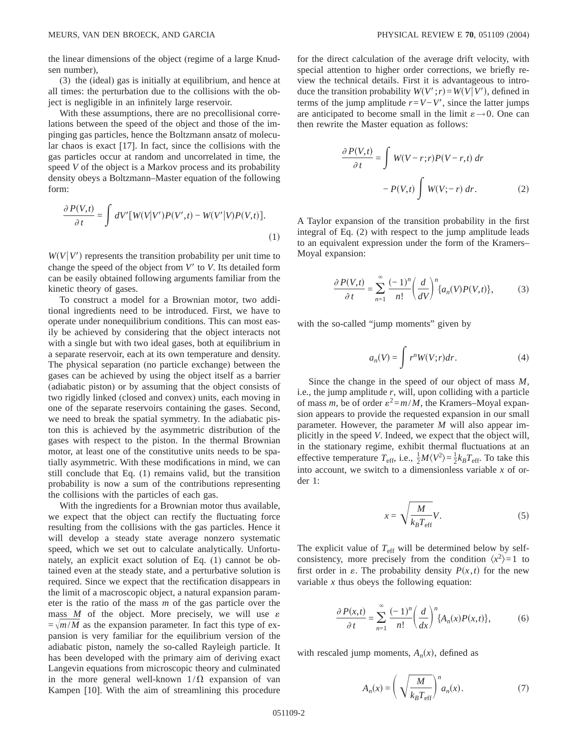the linear dimensions of the object (regime of a large Knudsen number),

(3) the (ideal) gas is initially at equilibrium, and hence at all times: the perturbation due to the collisions with the object is negligible in an infinitely large reservoir.

With these assumptions, there are no precollisional correlations between the speed of the object and those of the impinging gas particles, hence the Boltzmann ansatz of molecular chaos is exact [17]. In fact, since the collisions with the gas particles occur at random and uncorrelated in time, the speed $V$ of the object is a Markov process and its probability density obeys a Boltzmann–Master equation of the following form:

$$\frac{\partial P(V,t)}{\partial t} = \int dV'[W(V|V')P(V',t) - W(V'|V)P(V,t)]. \tag{1}$$

$W(V|V')$ represents the transition probability per unit time to change the speed of the object from $V'$ to $V$. Its detailed form can be easily obtained following arguments familiar from the kinetic theory of gases.

To construct a model for a Brownian motor, two additional ingredients need to be introduced. First, we have to operate under nonequilibrium conditions. This can most easily be achieved by considering that the object interacts not with a single but with two ideal gases, both at equilibrium in a separate reservoir, each at its own temperature and density. The physical separation (no particle exchange) between the gases can be achieved by using the object itself as a barrier (adiabatic piston) or by assuming that the object consists of two rigidly linked (closed and convex) units, each moving in one of the separate reservoirs containing the gases. Second, we need to break the spatial symmetry. In the adiabatic piston this is achieved by the asymmetric distribution of the gases with respect to the piston. In the thermal Brownian motor, at least one of the constitutive units needs to be spatially asymmetric. With these modifications in mind, we can still conclude that Eq. (1) remains valid, but the transition probability is now a sum of the contributions representing the collisions with the particles of each gas.

With the ingredients for a Brownian motor thus available, we expect that the object can rectify the fluctuating force resulting from the collisions with the gas particles. Hence it will develop a steady state average nonzero systematic speed, which we set out to calculate analytically. Unfortunately, an explicit exact solution of Eq. (1) cannot be obtained even at the steady state, and a perturbative solution is required. Since we expect that the rectification disappears in the limit of a macroscopic object, a natural expansion parameter is the ratio of the mass $m$ of the gas particle over the mass $M$ of the object. More precisely, we will use $\varepsilon = \sqrt{m/M}$ as the expansion parameter. In fact this type of expansion is very familiar for the equilibrium version of the adiabatic piston, namely the so-called Rayleigh particle. It has been developed with the primary aim of deriving exact Langevin equations from microscopic theory and culminated in the more general well-known $1/\Omega$ expansion of van Kampen [10]. With the aim of streamlining this procedure for the direct calculation of the average drift velocity, with special attention to higher order corrections, we briefly review the technical details. First it is advantageous to introduce the transition probability $W(V';r) = W(V|V')$, defined in terms of the jump amplitude $r = V - V'$, since the latter jumps are anticipated to become small in the limit $\varepsilon \to 0$. One can then rewrite the Master equation as follows:

$$\frac{\partial P(V,t)}{\partial t} = \int W(V-r;r)P(V-r,t)\, dr - P(V,t)\int W(V;-r)\, dr. \tag{2}$$

A Taylor expansion of the transition probability in the first integral of Eq. (2) with respect to the jump amplitude leads to an equivalent expression under the form of the Kramers–Moyal expansion:

$$\frac{\partial P(V,t)}{\partial t} = \sum_{n=1}^{\infty} \frac{(-1)^n}{n!}\left(\frac{d}{dV}\right)^n \{a_n(V)P(V,t)\}, \tag{3}$$

with the so-called "jump moments" given by

$$a_n(V) = \int r^n W(V;r) dr. \tag{4}$$

Since the change in the speed of our object of mass $M$, i.e., the jump amplitude $r$, will, upon colliding with a particle of mass $m$, be of order $\varepsilon^2 = m/M$, the Kramers–Moyal expansion appears to provide the requested expansion in our small parameter. However, the parameter $M$ will also appear implicitly in the speed $V$. Indeed, we expect that the object will, in the stationary regime, exhibit thermal fluctuations at an effective temperature $T_{\text{eff}}$, i.e., $\frac{1}{2}M\langle V^2\rangle = \frac{1}{2}k_B T_{\text{eff}}$. To take this into account, we switch to a dimensionless variable $x$ of order 1:

$$x = \sqrt{\frac{M}{k_B T_{\text{eff}}}}V. \tag{5}$$

The explicit value of $T_{\text{eff}}$ will be determined below by self-consistency, more precisely from the condition $\langle x^2\rangle = 1$ to first order in $\varepsilon$. The probability density $P(x,t)$ for the new variable $x$ thus obeys the following equation:

$$\frac{\partial P(x,t)}{\partial t} = \sum_{n=1}^{\infty} \frac{(-1)^n}{n!}\left(\frac{d}{dx}\right)^n \{A_n(x)P(x,t)\}, \tag{6}$$

with rescaled jump moments, $A_n(x)$, defined as

$$A_n(x) = \left(\sqrt{\frac{M}{k_B T_{\text{eff}}}}\right)^n a_n(x). \tag{7}$$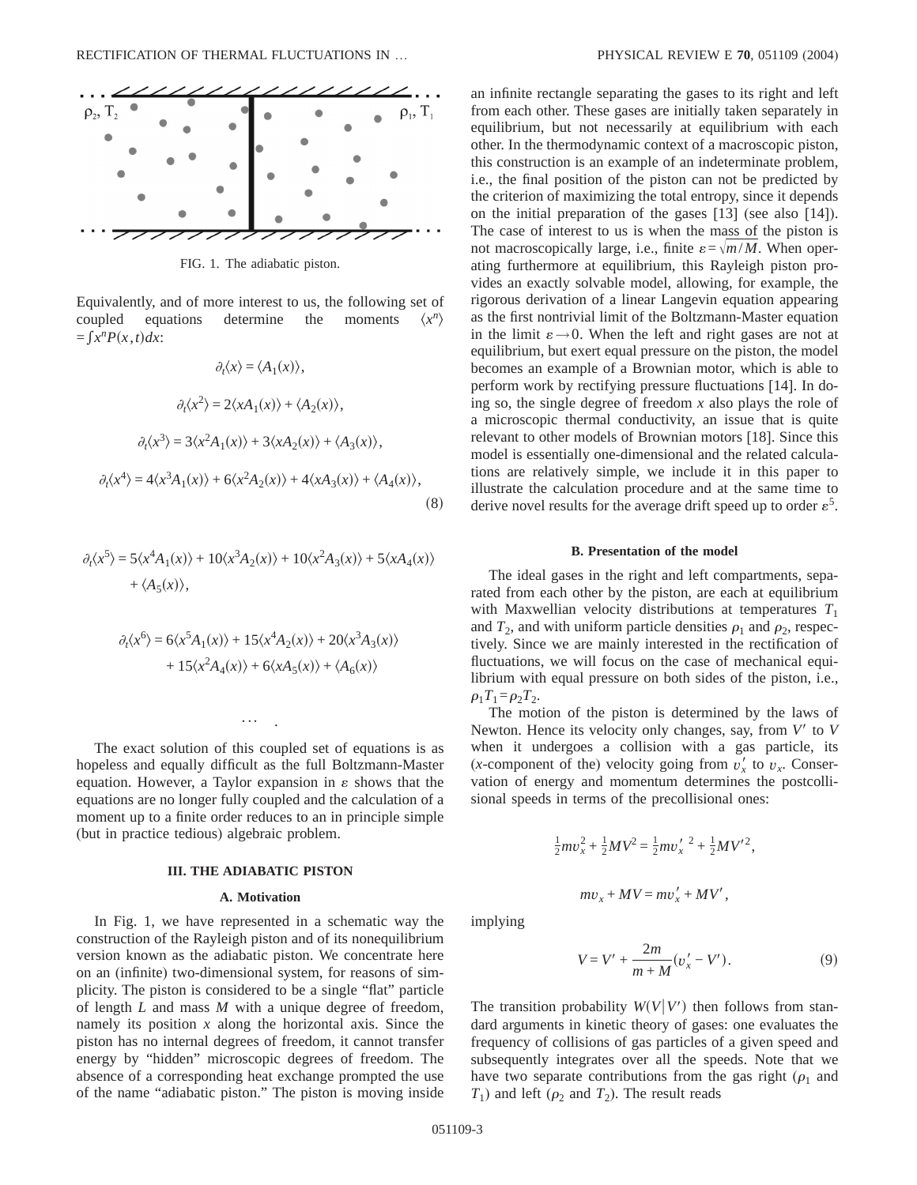FIG. 1. The adiabatic piston.

Equivalently, and of more interest to us, the following set of coupled equations determine the moments $\langle x^n \rangle = \int x^n P(x,t) dx$:

$$\partial_t \langle x \rangle = \langle A_1(x) \rangle,$$

$$\partial_t \langle x^2 \rangle = 2\langle x A_1(x) \rangle + \langle A_2(x) \rangle,$$

$$\partial_t \langle x^3 \rangle = 3\langle x^2 A_1(x) \rangle + 3\langle x A_2(x) \rangle + \langle A_3(x) \rangle,$$

$$\partial_t \langle x^4 \rangle = 4\langle x^3 A_1(x) \rangle + 6\langle x^2 A_2(x) \rangle + 4\langle x A_3(x) \rangle + \langle A_4(x) \rangle, \tag{8}$$

$$\partial_t \langle x^5 \rangle = 5\langle x^4 A_1(x) \rangle + 10\langle x^3 A_2(x) \rangle + 10\langle x^2 A_3(x) \rangle + 5\langle x A_4(x) \rangle + \langle A_5(x) \rangle,$$

$$\partial_t \langle x^6 \rangle = 6\langle x^5 A_1(x) \rangle + 15\langle x^4 A_2(x) \rangle + 20\langle x^3 A_3(x) \rangle + 15\langle x^2 A_4(x) \rangle + 6\langle x A_5(x) \rangle + \langle A_6(x) \rangle$$

$$\cdots \quad .$$

The exact solution of this coupled set of equations is as hopeless and equally difficult as the full Boltzmann-Master equation. However, a Taylor expansion in $\varepsilon$ shows that the equations are no longer fully coupled and the calculation of a moment up to a finite order reduces to an in principle simple (but in practice tedious) algebraic problem.

## III. THE ADIABATIC PISTON

### A. Motivation

In Fig. 1, we have represented in a schematic way the construction of the Rayleigh piston and of its nonequilibrium version known as the adiabatic piston. We concentrate here on an (infinite) two-dimensional system, for reasons of simplicity. The piston is considered to be a single "flat" particle of length $L$ and mass $M$ with a unique degree of freedom, namely its position $x$ along the horizontal axis. Since the piston has no internal degrees of freedom, it cannot transfer energy by "hidden" microscopic degrees of freedom. The absence of a corresponding heat exchange prompted the use of the name "adiabatic piston." The piston is moving inside an infinite rectangle separating the gases to its right and left from each other. These gases are initially taken separately in equilibrium, but not necessarily at equilibrium with each other. In the thermodynamic context of a macroscopic piston, this construction is an example of an indeterminate problem, i.e., the final position of the piston can not be predicted by the criterion of maximizing the total entropy, since it depends on the initial preparation of the gases [13] (see also [14]). The case of interest to us is when the mass of the piston is not macroscopically large, i.e., finite $\varepsilon = \sqrt{m/M}$. When operating furthermore at equilibrium, this Rayleigh piston provides an exactly solvable model, allowing, for example, the rigorous derivation of a linear Langevin equation appearing as the first nontrivial limit of the Boltzmann-Master equation in the limit $\varepsilon \to 0$. When the left and right gases are not at equilibrium, but exert equal pressure on the piston, the model becomes an example of a Brownian motor, which is able to perform work by rectifying pressure fluctuations [14]. In doing so, the single degree of freedom $x$ also plays the role of a microscopic thermal conductivity, an issue that is quite relevant to other models of Brownian motors [18]. Since this model is essentially one-dimensional and the related calculations are relatively simple, we include it in this paper to illustrate the calculation procedure and at the same time to derive novel results for the average drift speed up to order $\varepsilon^5$.

### B. Presentation of the model

The ideal gases in the right and left compartments, separated from each other by the piston, are each at equilibrium with Maxwellian velocity distributions at temperatures $T_1$ and $T_2$, and with uniform particle densities $\rho_1$ and $\rho_2$, respectively. Since we are mainly interested in the rectification of fluctuations, we will focus on the case of mechanical equilibrium with equal pressure on both sides of the piston, i.e., $\rho_1 T_1 = \rho_2 T_2$.

The motion of the piston is determined by the laws of Newton. Hence its velocity only changes, say, from $V'$ to $V$ when it undergoes a collision with a gas particle, its ($x$-component of the) velocity going from $v_x'$ to $v_x$. Conservation of energy and momentum determines the postcollisional speeds in terms of the precollisional ones:

$$\tfrac{1}{2} m v_x^2 + \tfrac{1}{2} M V^2 = \tfrac{1}{2} m v_x'^{\,2} + \tfrac{1}{2} M V'^2,$$

$$m v_x + M V = m v_x' + M V',$$

implying

$$V = V' + \frac{2m}{m+M}(v_x' - V'). \tag{9}$$

The transition probability $W(V|V')$ then follows from standard arguments in kinetic theory of gases: one evaluates the frequency of collisions of gas particles of a given speed and subsequently integrates over all the speeds. Note that we have two separate contributions from the gas right ($\rho_1$ and $T_1$) and left ($\rho_2$ and $T_2$). The result reads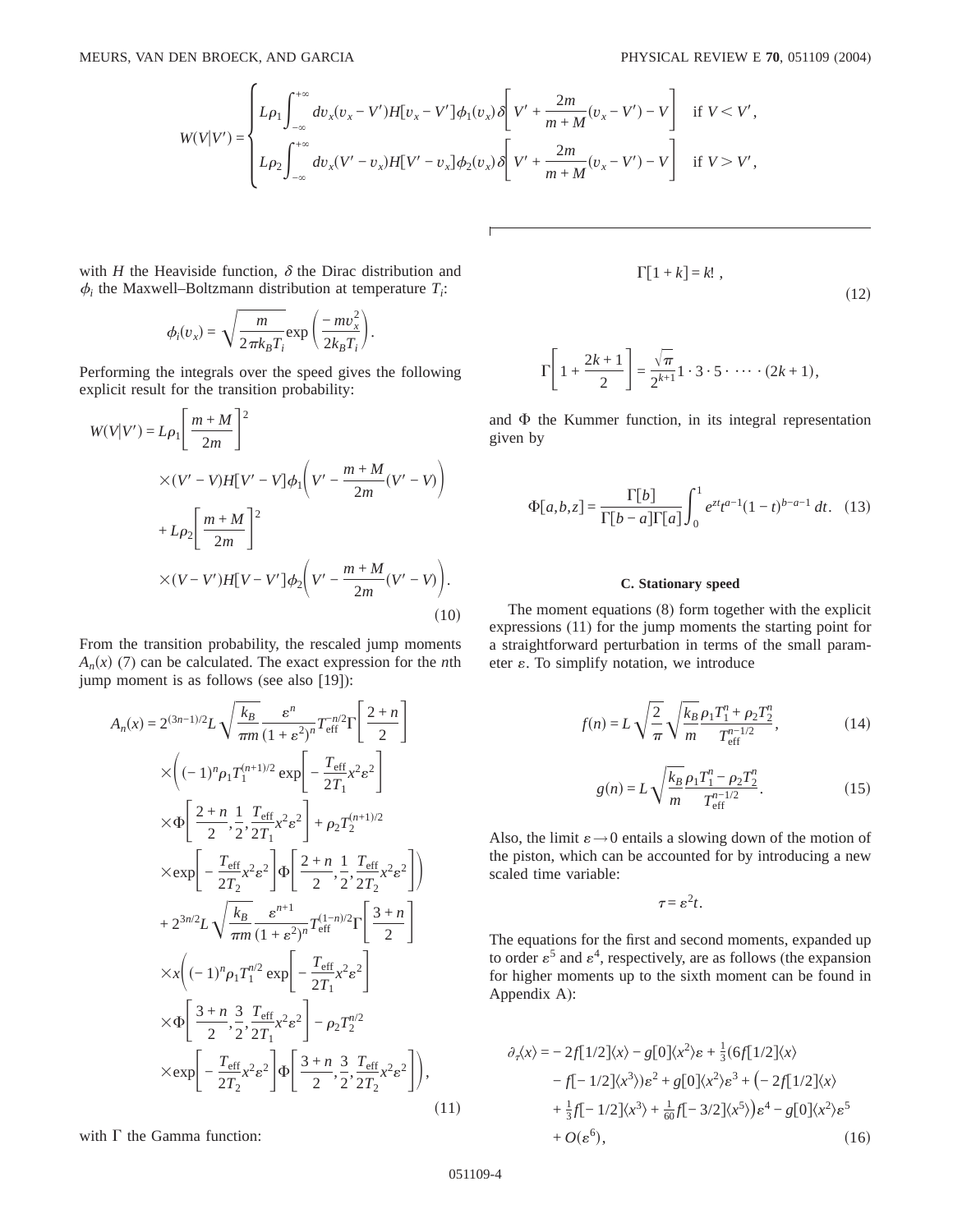$$W(V|V') = \begin{cases} L\rho_1 \int_{-\infty}^{+\infty} dv_x (v_x - V') H[v_x - V'] \phi_1(v_x) \delta\left[V' + \frac{2m}{m+M}(v_x - V') - V\right] & \text{if } V < V', \\ L\rho_2 \int_{-\infty}^{+\infty} dv_x (V' - v_x) H[V' - v_x] \phi_2(v_x) \delta\left[V' + \frac{2m}{m+M}(v_x - V') - V\right] & \text{if } V > V', \end{cases}$$

with $H$ the Heaviside function, $\delta$ the Dirac distribution and $\phi_i$ the Maxwell–Boltzmann distribution at temperature $T_i$:

$$\phi_i(v_x) = \sqrt{\frac{m}{2\pi k_B T_i}} \exp\left(\frac{-mv_x^2}{2k_B T_i}\right).$$

Performing the integrals over the speed gives the following explicit result for the transition probability:

$$\begin{aligned} W(V|V') = & L\rho_1 \left[\frac{m+M}{2m}\right]^2 \\ & \times (V' - V) H[V' - V] \phi_1\left(V' - \frac{m+M}{2m}(V' - V)\right) \\ & + L\rho_2 \left[\frac{m+M}{2m}\right]^2 \\ & \times (V - V') H[V - V'] \phi_2\left(V' - \frac{m+M}{2m}(V' - V)\right). \end{aligned} \tag{10}$$

From the transition probability, the rescaled jump moments $A_n(x)$ (7) can be calculated. The exact expression for the $n$th jump moment is as follows (see also [19]):

$$\begin{aligned} A_n(x) = & 2^{(3n-1)/2} L \sqrt{\frac{k_B}{\pi m}} \frac{\varepsilon^n}{(1+\varepsilon^2)^n} T_{\text{eff}}^{-n/2} \Gamma\left[\frac{2+n}{2}\right] \\ & \times \Bigg( (-1)^n \rho_1 T_1^{(n+1)/2} \exp\left[-\frac{T_{\text{eff}}}{2T_1} x^2 \varepsilon^2\right] \\ & \times \Phi\left[\frac{2+n}{2}, \frac{1}{2}, \frac{T_{\text{eff}}}{2T_1} x^2 \varepsilon^2\right] + \rho_2 T_2^{(n+1)/2} \\ & \times \exp\left[-\frac{T_{\text{eff}}}{2T_2} x^2 \varepsilon^2\right] \Phi\left[\frac{2+n}{2}, \frac{1}{2}, \frac{T_{\text{eff}}}{2T_2} x^2 \varepsilon^2\right] \Bigg) \\ & + 2^{3n/2} L \sqrt{\frac{k_B}{\pi m}} \frac{\varepsilon^{n+1}}{(1+\varepsilon^2)^n} T_{\text{eff}}^{(1-n)/2} \Gamma\left[\frac{3+n}{2}\right] \\ & \times x \Bigg( (-1)^n \rho_1 T_1^{n/2} \exp\left[-\frac{T_{\text{eff}}}{2T_1} x^2 \varepsilon^2\right] \\ & \times \Phi\left[\frac{3+n}{2}, \frac{3}{2}, \frac{T_{\text{eff}}}{2T_1} x^2 \varepsilon^2\right] - \rho_2 T_2^{n/2} \\ & \times \exp\left[-\frac{T_{\text{eff}}}{2T_2} x^2 \varepsilon^2\right] \Phi\left[\frac{3+n}{2}, \frac{3}{2}, \frac{T_{\text{eff}}}{2T_2} x^2 \varepsilon^2\right] \Bigg), \end{aligned} \tag{11}$$

with $\Gamma$ the Gamma function:

$$\Gamma[1+k] = k!\ ,$$

$$\Gamma\left[1 + \frac{2k+1}{2}\right] = \frac{\sqrt{\pi}}{2^{k+1}} 1 \cdot 3 \cdot 5 \cdot \cdots \cdot (2k+1), \tag{12}$$

and $\Phi$ the Kummer function, in its integral representation given by

$$\Phi[a,b,z] = \frac{\Gamma[b]}{\Gamma[b-a]\Gamma[a]} \int_0^1 e^{zt} t^{a-1} (1-t)^{b-a-1}\, dt. \tag{13}$$

### C. Stationary speed

The moment equations (8) form together with the explicit expressions (11) for the jump moments the starting point for a straightforward perturbation in terms of the small parameter $\varepsilon$. To simplify notation, we introduce

$$f(n) = L\sqrt{\frac{2}{\pi}} \sqrt{\frac{k_B}{m}} \frac{\rho_1 T_1^n + \rho_2 T_2^n}{T_{\text{eff}}^{n-1/2}}, \tag{14}$$

$$g(n) = L\sqrt{\frac{k_B}{m}} \frac{\rho_1 T_1^n - \rho_2 T_2^n}{T_{\text{eff}}^{n-1/2}}. \tag{15}$$

Also, the limit $\varepsilon \to 0$ entails a slowing down of the motion of the piston, which can be accounted for by introducing a new scaled time variable:

$$\tau = \varepsilon^2 t.$$

The equations for the first and second moments, expanded up to order $\varepsilon^5$ and $\varepsilon^4$, respectively, are as follows (the expansion for higher moments up to the sixth moment can be found in Appendix A):

$$\begin{aligned} \partial_\tau \langle x \rangle = & -2f[1/2]\langle x \rangle - g[0]\langle x^2 \rangle \varepsilon + \tfrac{1}{3}(6f[1/2]\langle x \rangle \\ & - f[-1/2]\langle x^3 \rangle)\varepsilon^2 + g[0]\langle x^2 \rangle \varepsilon^3 + \big(-2f[1/2]\langle x \rangle \\ & + \tfrac{1}{3}f[-1/2]\langle x^3 \rangle + \tfrac{1}{60}f[-3/2]\langle x^5 \rangle\big)\varepsilon^4 - g[0]\langle x^2 \rangle \varepsilon^5 \\ & + O(\varepsilon^6), \end{aligned} \tag{16}$$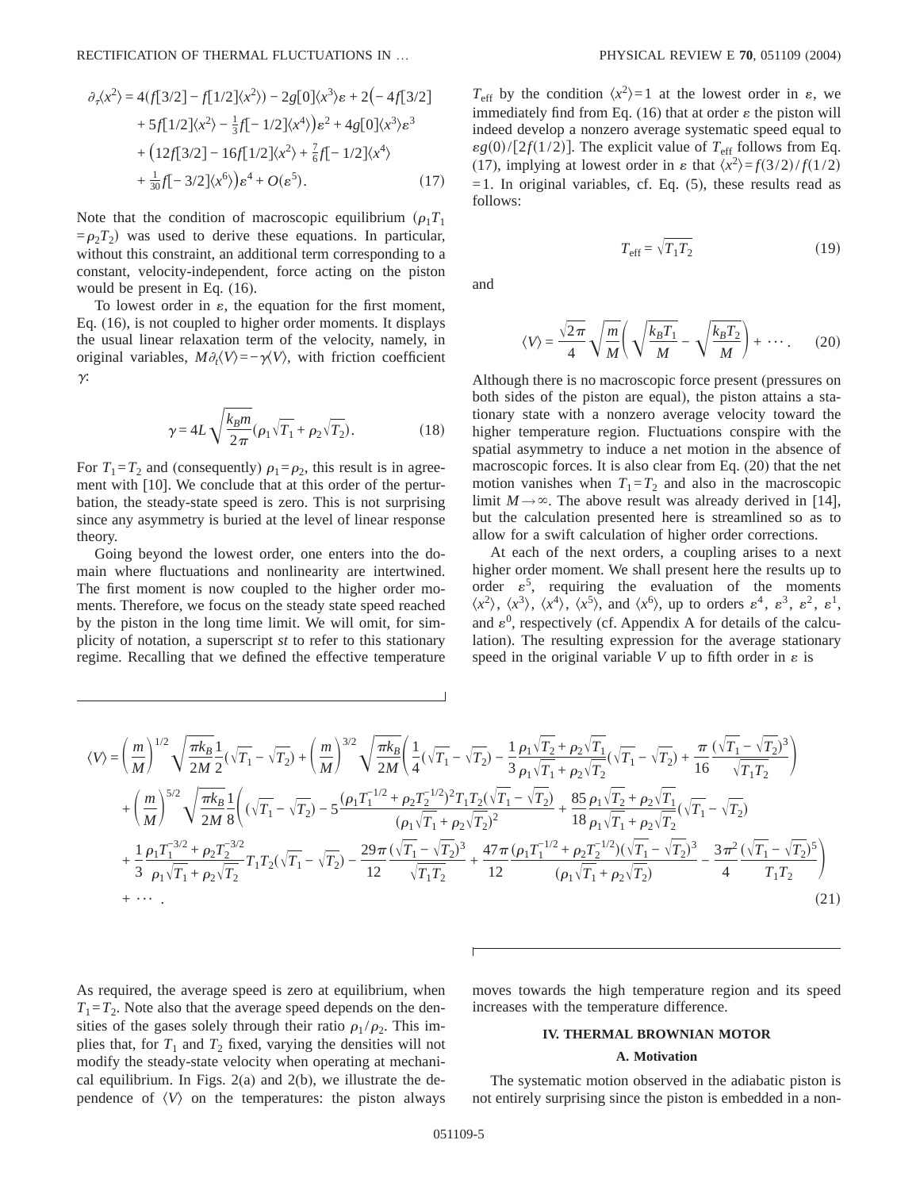$$
\begin{aligned}
\partial_\tau \langle x^2 \rangle &= 4(f[3/2] - f[1/2]\langle x^2 \rangle) - 2g[0]\langle x^3 \rangle \varepsilon + 2\big(-4f[3/2] \\
&\quad + 5f[1/2]\langle x^2 \rangle - \tfrac{1}{3}f[-1/2]\langle x^4 \rangle\big)\varepsilon^2 + 4g[0]\langle x^3 \rangle \varepsilon^3 \\
&\quad + \big(12f[3/2] - 16f[1/2]\langle x^2 \rangle + \tfrac{7}{6}f[-1/2]\langle x^4 \rangle \\
&\quad + \tfrac{1}{30}f[-3/2]\langle x^6 \rangle\big)\varepsilon^4 + O(\varepsilon^5).
\end{aligned} \tag{17}
$$

Note that the condition of macroscopic equilibrium ($\rho_1 T_1 = \rho_2 T_2$) was used to derive these equations. In particular, without this constraint, an additional term corresponding to a constant, velocity-independent, force acting on the piston would be present in Eq. (16).

To lowest order in $\varepsilon$, the equation for the first moment, Eq. (16), is not coupled to higher order moments. It displays the usual linear relaxation term of the velocity, namely, in original variables, $M\partial_t \langle V \rangle = -\gamma \langle V \rangle$, with friction coefficient $\gamma$:

$$
\gamma = 4L\sqrt{\frac{k_B m}{2\pi}}(\rho_1\sqrt{T_1} + \rho_2\sqrt{T_2}). \tag{18}
$$

For $T_1 = T_2$ and (consequently) $\rho_1 = \rho_2$, this result is in agreement with [10]. We conclude that at this order of the perturbation, the steady-state speed is zero. This is not surprising since any asymmetry is buried at the level of linear response theory.

Going beyond the lowest order, one enters into the domain where fluctuations and nonlinearity are intertwined. The first moment is now coupled to the higher order moments. Therefore, we focus on the steady state speed reached by the piston in the long time limit. We will omit, for simplicity of notation, a superscript *st* to refer to this stationary regime. Recalling that we defined the effective temperature $T_{\text{eff}}$ by the condition $\langle x^2 \rangle = 1$ at the lowest order in $\varepsilon$, we immediately find from Eq. (16) that at order $\varepsilon$ the piston will indeed develop a nonzero average systematic speed equal to $\varepsilon g(0)/[2f(1/2)]$. The explicit value of $T_{\text{eff}}$ follows from Eq. (17), implying at lowest order in $\varepsilon$ that $\langle x^2 \rangle = f(3/2)/f(1/2) = 1$. In original variables, cf. Eq. (5), these results read as follows:

$$
T_{\text{eff}} = \sqrt{T_1 T_2} \tag{19}
$$

and

$$
\langle V \rangle = \frac{\sqrt{2\pi}}{4}\sqrt{\frac{m}{M}}\left(\sqrt{\frac{k_B T_1}{M}} - \sqrt{\frac{k_B T_2}{M}}\right) + \cdots. \tag{20}
$$

Although there is no macroscopic force present (pressures on both sides of the piston are equal), the piston attains a stationary state with a nonzero average velocity toward the higher temperature region. Fluctuations conspire with the spatial asymmetry to induce a net motion in the absence of macroscopic forces. It is also clear from Eq. (20) that the net motion vanishes when $T_1 = T_2$ and also in the macroscopic limit $M \to \infty$. The above result was already derived in [14], but the calculation presented here is streamlined so as to allow for a swift calculation of higher order corrections.

At each of the next orders, a coupling arises to a next higher order moment. We shall present here the results up to order $\varepsilon^5$, requiring the evaluation of the moments $\langle x^2 \rangle$, $\langle x^3 \rangle$, $\langle x^4 \rangle$, $\langle x^5 \rangle$, and $\langle x^6 \rangle$, up to orders $\varepsilon^4$, $\varepsilon^3$, $\varepsilon^2$, $\varepsilon^1$, and $\varepsilon^0$, respectively (cf. Appendix A for details of the calculation). The resulting expression for the average stationary speed in the original variable $V$ up to fifth order in $\varepsilon$ is

$$
\begin{aligned}
\langle V \rangle &= \left(\frac{m}{M}\right)^{1/2}\sqrt{\frac{\pi k_B}{2M}}\frac{1}{2}(\sqrt{T_1} - \sqrt{T_2}) + \left(\frac{m}{M}\right)^{3/2}\sqrt{\frac{\pi k_B}{2M}}\left(\frac{1}{4}(\sqrt{T_1} - \sqrt{T_2}) - \frac{1}{3}\frac{\rho_1\sqrt{T_2} + \rho_2\sqrt{T_1}}{\rho_1\sqrt{T_1} + \rho_2\sqrt{T_2}}(\sqrt{T_1} - \sqrt{T_2}) + \frac{\pi}{16}\frac{(\sqrt{T_1} - \sqrt{T_2})^3}{\sqrt{T_1 T_2}}\right) \\
&\quad + \left(\frac{m}{M}\right)^{5/2}\sqrt{\frac{\pi k_B}{2M}}\frac{1}{8}\left((\sqrt{T_1} - \sqrt{T_2}) - 5\frac{(\rho_1 T_1^{-1/2} + \rho_2 T_2^{-1/2})^2 T_1 T_2(\sqrt{T_1} - \sqrt{T_2})}{(\rho_1\sqrt{T_1} + \rho_2\sqrt{T_2})^2} + \frac{85}{18}\frac{\rho_1\sqrt{T_2} + \rho_2\sqrt{T_1}}{\rho_1\sqrt{T_1} + \rho_2\sqrt{T_2}}(\sqrt{T_1} - \sqrt{T_2})\right. \\
&\quad \left. + \frac{1}{3}\frac{\rho_1 T_1^{-3/2} + \rho_2 T_2^{-3/2}}{\rho_1\sqrt{T_1} + \rho_2\sqrt{T_2}}T_1 T_2(\sqrt{T_1} - \sqrt{T_2}) - \frac{29\pi}{12}\frac{(\sqrt{T_1} - \sqrt{T_2})^3}{\sqrt{T_1 T_2}} + \frac{47\pi}{12}\frac{(\rho_1 T_1^{-1/2} + \rho_2 T_2^{-1/2})(\sqrt{T_1} - \sqrt{T_2})^3}{(\rho_1\sqrt{T_1} + \rho_2\sqrt{T_2})} - \frac{3\pi^2}{4}\frac{(\sqrt{T_1} - \sqrt{T_2})^5}{T_1 T_2}\right) \\
&\quad + \cdots.
\end{aligned} \tag{21}
$$

As required, the average speed is zero at equilibrium, when $T_1 = T_2$. Note also that the average speed depends on the densities of the gases solely through their ratio $\rho_1/\rho_2$. This implies that, for $T_1$ and $T_2$ fixed, varying the densities will not modify the steady-state velocity when operating at mechanical equilibrium. In Figs. 2(a) and 2(b), we illustrate the dependence of $\langle V \rangle$ on the temperatures: the piston always moves towards the high temperature region and its speed increases with the temperature difference.

## IV. THERMAL BROWNIAN MOTOR

### A. Motivation

The systematic motion observed in the adiabatic piston is not entirely surprising since the piston is embedded in a non-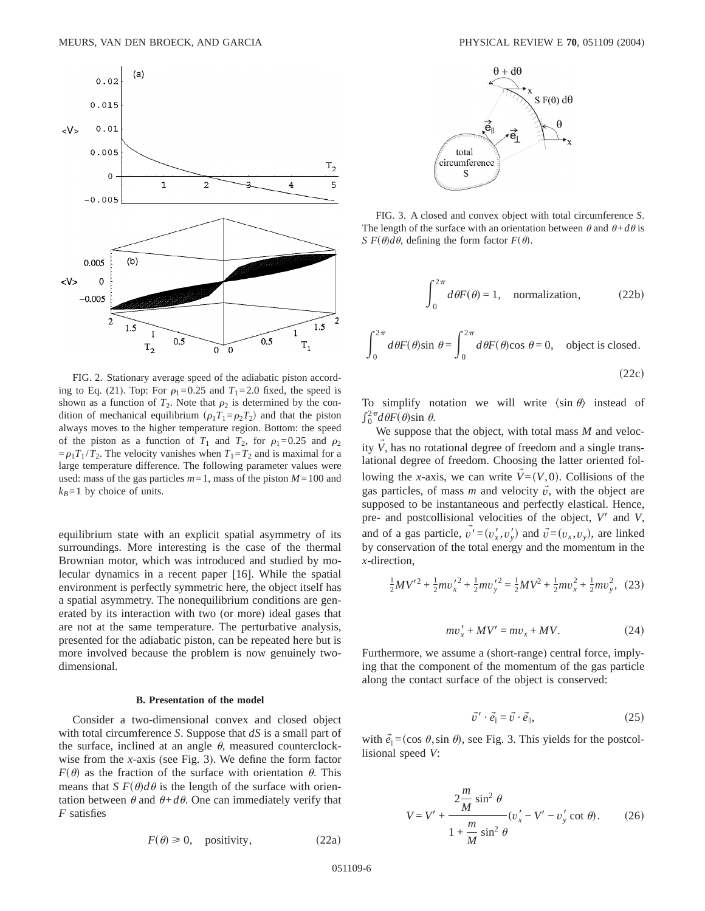FIG. 2. Stationary average speed of the adiabatic piston according to Eq. (21). Top: For $\rho_1=0.25$ and $T_1=2.0$ fixed, the speed is shown as a function of $T_2$. Note that $\rho_2$ is determined by the condition of mechanical equilibrium ($\rho_1 T_1=\rho_2 T_2$) and that the piston always moves to the higher temperature region. Bottom: the speed of the piston as a function of $T_1$ and $T_2$, for $\rho_1=0.25$ and $\rho_2=\rho_1 T_1/T_2$. The velocity vanishes when $T_1=T_2$ and is maximal for a large temperature difference. The following parameter values were used: mass of the gas particles $m=1$, mass of the piston $M=100$ and $k_B=1$ by choice of units.

equilibrium state with an explicit spatial asymmetry of its surroundings. More interesting is the case of the thermal Brownian motor, which was introduced and studied by molecular dynamics in a recent paper [16]. While the spatial environment is perfectly symmetric here, the object itself has a spatial asymmetry. The nonequilibrium conditions are generated by its interaction with two (or more) ideal gases that are not at the same temperature. The perturbative analysis, presented for the adiabatic piston, can be repeated here but is more involved because the problem is now genuinely two-dimensional.

### B. Presentation of the model

Consider a two-dimensional convex and closed object with total circumference $S$. Suppose that $dS$ is a small part of the surface, inclined at an angle $\theta$, measured counterclockwise from the $x$-axis (see Fig. 3). We define the form factor $F(\theta)$ as the fraction of the surface with orientation $\theta$. This means that $S\,F(\theta)d\theta$ is the length of the surface with orientation between $\theta$ and $\theta+d\theta$. One can immediately verify that $F$ satisfies

$$F(\theta) \geq 0, \quad \text{positivity}, \tag{22a}$$

FIG. 3. A closed and convex object with total circumference $S$. The length of the surface with an orientation between $\theta$ and $\theta+d\theta$ is $S\,F(\theta)d\theta$, defining the form factor $F(\theta)$.

$$\int_0^{2\pi} d\theta F(\theta) = 1, \quad \text{normalization}, \tag{22b}$$

$$\int_0^{2\pi} d\theta F(\theta)\sin\theta = \int_0^{2\pi} d\theta F(\theta)\cos\theta = 0, \quad \text{object is closed}. \tag{22c}$$

To simplify notation we will write $\langle \sin\theta \rangle$ instead of $\int_0^{2\pi} d\theta F(\theta)\sin\theta$.

We suppose that the object, with total mass $M$ and velocity $\vec{V}$, has no rotational degree of freedom and a single translational degree of freedom. Choosing the latter oriented following the $x$-axis, we can write $\vec{V}=(V,0)$. Collisions of the gas particles, of mass $m$ and velocity $\vec{v}$, with the object are supposed to be instantaneous and perfectly elastical. Hence, pre- and postcollisional velocities of the object, $V'$ and $V$, and of a gas particle, $\vec{v}'=(v_x', v_y')$ and $\vec{v}=(v_x, v_y)$, are linked by conservation of the total energy and the momentum in the $x$-direction,

$$\tfrac{1}{2}MV'^2 + \tfrac{1}{2}mv_x'^2 + \tfrac{1}{2}mv_y'^2 = \tfrac{1}{2}MV^2 + \tfrac{1}{2}mv_x^2 + \tfrac{1}{2}mv_y^2, \tag{23}$$

$$mv_x' + MV' = mv_x + MV. \tag{24}$$

Furthermore, we assume a (short-range) central force, implying that the component of the momentum of the gas particle along the contact surface of the object is conserved:

$$\vec{v}' \cdot \vec{e}_\parallel = \vec{v} \cdot \vec{e}_\parallel, \tag{25}$$

with $\vec{e}_\parallel=(\cos\theta, \sin\theta)$, see Fig. 3. This yields for the postcollisional speed $V$:

$$V = V' + \frac{2\frac{m}{M}\sin^2\theta}{1+\frac{m}{M}\sin^2\theta}(v_x' - V' - v_y'\cot\theta). \tag{26}$$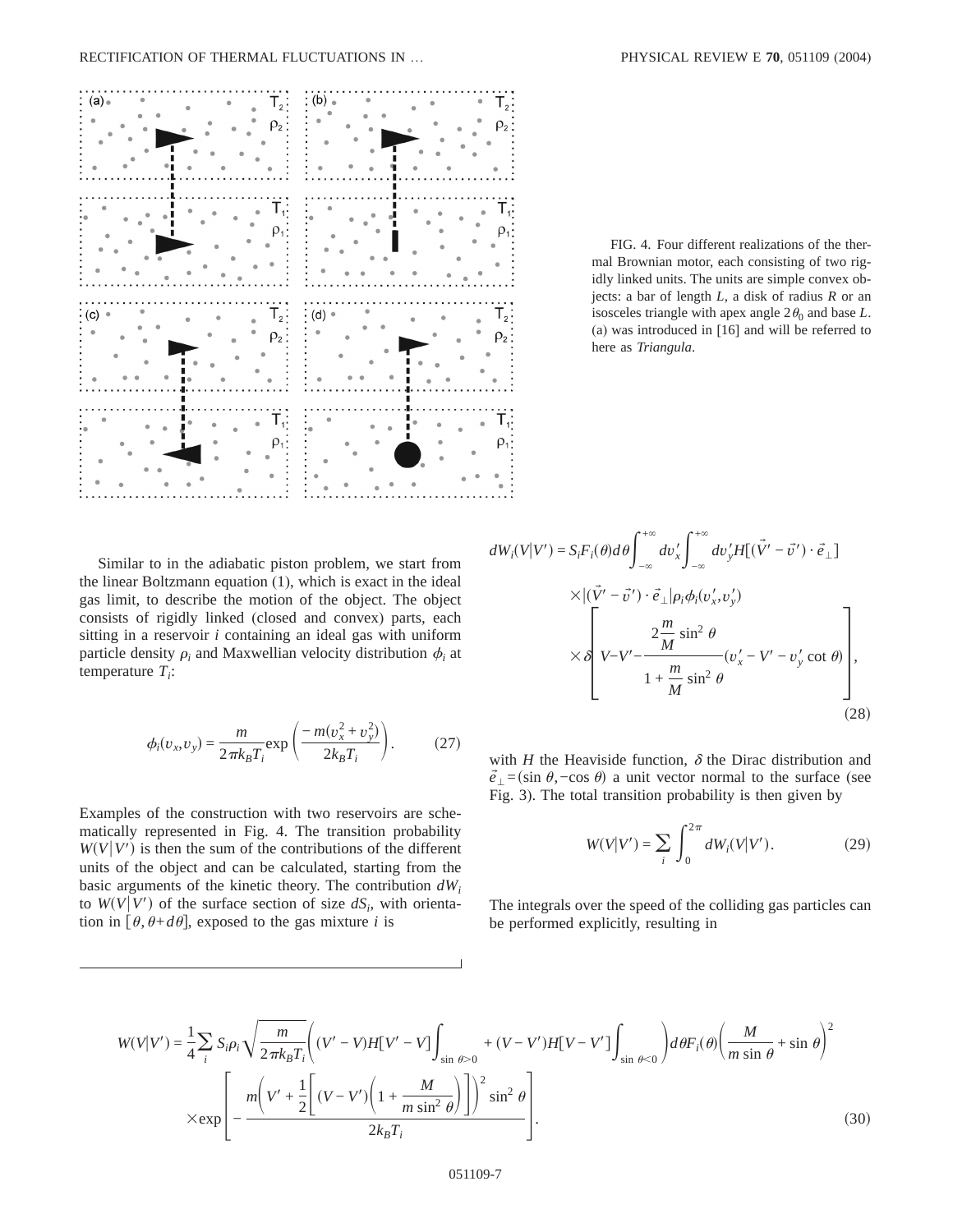FIG. 4. Four different realizations of the thermal Brownian motor, each consisting of two rigidly linked units. The units are simple convex objects: a bar of length $L$, a disk of radius $R$ or an isosceles triangle with apex angle $2\theta_0$ and base $L$. (a) was introduced in [16] and will be referred to here as *Triangula*.

Similar to in the adiabatic piston problem, we start from the linear Boltzmann equation (1), which is exact in the ideal gas limit, to describe the motion of the object. The object consists of rigidly linked (closed and convex) parts, each sitting in a reservoir $i$ containing an ideal gas with uniform particle density $\rho_i$ and Maxwellian velocity distribution $\phi_i$ at temperature $T_i$:

$$\phi_i(v_x, v_y) = \frac{m}{2\pi k_B T_i} \exp\left(\frac{-m(v_x^2 + v_y^2)}{2k_B T_i}\right). \tag{27}$$

Examples of the construction with two reservoirs are schematically represented in Fig. 4. The transition probability $W(V|V')$ is then the sum of the contributions of the different units of the object and can be calculated, starting from the basic arguments of the kinetic theory. The contribution $dW_i$ to $W(V|V')$ of the surface section of size $dS_i$, with orientation in $[\theta, \theta + d\theta]$, exposed to the gas mixture $i$ is

$$\begin{aligned} dW_i(V|V') = {} & S_i F_i(\theta) d\theta \int_{-\infty}^{+\infty} dv_x' \int_{-\infty}^{+\infty} dv_y' H[(\vec{V}' - \vec{v}') \cdot \vec{e}_\perp] \\ & \times |(\vec{V}' - \vec{v}') \cdot \vec{e}_\perp| \rho_i \phi_i(v_x', v_y') \\ & \times \delta\left[ V - V' - \frac{2\frac{m}{M}\sin^2\theta}{1 + \frac{m}{M}\sin^2\theta}(v_x' - V' - v_y' \cot\theta)\right], \end{aligned} \tag{28}$$

with $H$ the Heaviside function, $\delta$ the Dirac distribution and $\vec{e}_\perp = (\sin\theta, -\cos\theta)$ a unit vector normal to the surface (see Fig. 3). The total transition probability is then given by

$$W(V|V') = \sum_i \int_0^{2\pi} dW_i(V|V'). \tag{29}$$

The integrals over the speed of the colliding gas particles can be performed explicitly, resulting in

$$\begin{aligned} W(V|V') = {} & \frac{1}{4} \sum_i S_i \rho_i \sqrt{\frac{m}{2\pi k_B T_i}} \left( (V' - V) H[V' - V] \int_{\sin\theta > 0} + (V - V') H[V - V'] \int_{\sin\theta < 0} \right) d\theta F_i(\theta) \left( \frac{M}{m \sin\theta} + \sin\theta \right)^2 \\ & \times \exp\left[ - \frac{m\left(V' + \frac{1}{2}\left[(V - V')\left(1 + \frac{M}{m\sin^2\theta}\right)\right]\right)^2 \sin^2\theta}{2k_B T_i} \right]. \end{aligned} \tag{30}$$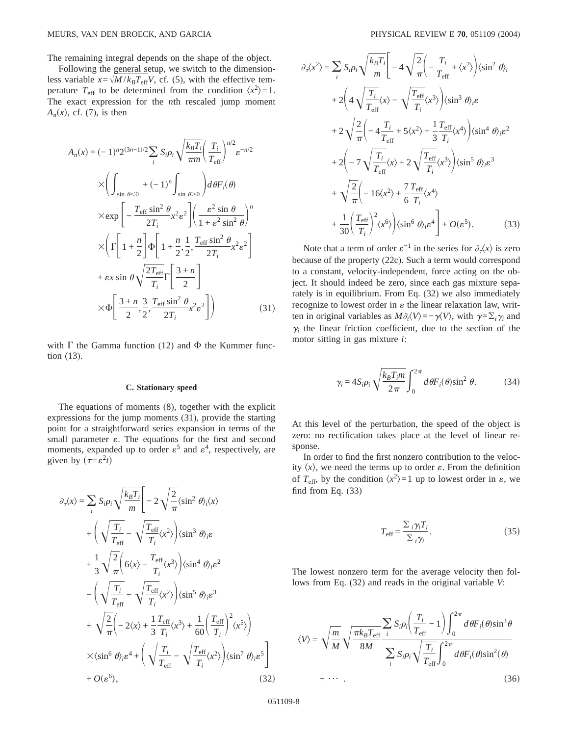The remaining integral depends on the shape of the object.

Following the general setup, we switch to the dimensionless variable $x=\sqrt{M/k_B T_{\text{eff}}}V$, cf. (5), with the effective temperature $T_{\text{eff}}$ to be determined from the condition $\langle x^2\rangle=1$. The exact expression for the $n$th rescaled jump moment $A_n(x)$, cf. (7), is then

$$
\begin{aligned}
A_n(x) = (-1)^n 2^{(3n-1)/2} \sum_i S_i \rho_i \sqrt{\frac{k_B T_i}{\pi m}} \left(\frac{T_i}{T_{\text{eff}}}\right)^{n/2} \varepsilon^{-n/2} \\
\times \left( \int_{\sin\,\theta<0} + (-1)^n \int_{\sin\,\theta>0} \right) d\theta F_i(\theta) \\
\times \exp\left[-\frac{T_{\text{eff}} \sin^2\theta}{2T_i} x^2 \varepsilon^2\right] \left(\frac{\varepsilon^2 \sin\theta}{1+\varepsilon^2 \sin^2\theta}\right)^n \\
\times \left( \Gamma\left[1+\frac{n}{2}\right] \Phi\left[1+\frac{n}{2}, \frac{1}{2}, \frac{T_{\text{eff}} \sin^2\theta}{2T_i} x^2 \varepsilon^2\right] \right. \\
+ \varepsilon x \sin\theta \sqrt{\frac{2T_{\text{eff}}}{T_i}} \Gamma\left[\frac{3+n}{2}\right] \\
\left. \times \Phi\left[\frac{3+n}{2}, \frac{3}{2}, \frac{T_{\text{eff}} \sin^2\theta}{2T_i} x^2 \varepsilon^2\right] \right) \qquad (31)
\end{aligned}
$$

with $\Gamma$ the Gamma function (12) and $\Phi$ the Kummer function (13).

### C. Stationary speed

The equations of moments (8), together with the explicit expressions for the jump moments (31), provide the starting point for a straightforward series expansion in terms of the small parameter $\varepsilon$. The equations for the first and second moments, expanded up to order $\varepsilon^5$ and $\varepsilon^4$, respectively, are given by ($\tau=\varepsilon^2 t$)

$$
\begin{aligned}
\partial_\tau \langle x \rangle = \sum_i S_i \rho_i \sqrt{\frac{k_B T_i}{m}} \Bigg[ -2\sqrt{\frac{2}{\pi}} \langle \sin^2\theta \rangle_i \langle x \rangle \\
+ \left( \sqrt{\frac{T_i}{T_{\text{eff}}}} - \sqrt{\frac{T_{\text{eff}}}{T_i}} \langle x^2 \rangle \right) \langle \sin^3\theta \rangle_i \varepsilon \\
+ \frac{1}{3}\sqrt{\frac{2}{\pi}} \left( 6\langle x \rangle - \frac{T_{\text{eff}}}{T_i} \langle x^3 \rangle \right) \langle \sin^4\theta \rangle_i \varepsilon^2 \\
- \left( \sqrt{\frac{T_i}{T_{\text{eff}}}} - \sqrt{\frac{T_{\text{eff}}}{T_i}} \langle x^2 \rangle \right) \langle \sin^5\theta \rangle_i \varepsilon^3 \\
+ \sqrt{\frac{2}{\pi}} \left( -2\langle x \rangle + \frac{1}{3}\frac{T_{\text{eff}}}{T_i} \langle x^3 \rangle + \frac{1}{60}\left(\frac{T_{\text{eff}}}{T_i}\right)^2 \langle x^5 \rangle \right) \\
\times \langle \sin^6\theta \rangle_i \varepsilon^4 + \left( \sqrt{\frac{T_i}{T_{\text{eff}}}} - \sqrt{\frac{T_{\text{eff}}}{T_i}} \langle x^2 \rangle \right) \langle \sin^7\theta \rangle_i \varepsilon^5 \Bigg] \\
+ O(\varepsilon^6), \qquad (32)
\end{aligned}
$$

$$
\begin{aligned}
\partial_\tau \langle x^2 \rangle = \sum_i S_i \rho_i \sqrt{\frac{k_B T_i}{m}} \Bigg[ -4\sqrt{\frac{2}{\pi}} \left( -\frac{T_i}{T_{\text{eff}}} + \langle x^2 \rangle \right) \langle \sin^2\theta \rangle_i \\
+ 2\left( 4\sqrt{\frac{T_i}{T_{\text{eff}}}} \langle x \rangle - \sqrt{\frac{T_{\text{eff}}}{T_i}} \langle x^3 \rangle \right) \langle \sin^3\theta \rangle_i \varepsilon \\
+ 2\sqrt{\frac{2}{\pi}} \left( -4\frac{T_i}{T_{\text{eff}}} + 5\langle x^2 \rangle - \frac{1}{3}\frac{T_{\text{eff}}}{T_i} \langle x^4 \rangle \right) \langle \sin^4\theta \rangle_i \varepsilon^2 \\
+ 2\left( -7\sqrt{\frac{T_i}{T_{\text{eff}}}} \langle x \rangle + 2\sqrt{\frac{T_{\text{eff}}}{T_i}} \langle x^3 \rangle \right) \langle \sin^5\theta \rangle_i \varepsilon^3 \\
+ \sqrt{\frac{2}{\pi}} \left( -16\langle x^2 \rangle + \frac{7}{6}\frac{T_{\text{eff}}}{T_i} \langle x^4 \rangle \right. \\
\left. + \frac{1}{30}\left(\frac{T_{\text{eff}}}{T_i}\right)^2 \langle x^6 \rangle \right) \langle \sin^6\theta \rangle_i \varepsilon^4 \Bigg] + O(\varepsilon^5). \qquad (33)
\end{aligned}
$$

Note that a term of order $\varepsilon^{-1}$ in the series for $\partial_\tau \langle x \rangle$ is zero because of the property (22c). Such a term would correspond to a constant, velocity-independent, force acting on the object. It should indeed be zero, since each gas mixture separately is in equilibrium. From Eq. (32) we also immediately recognize to lowest order in $\varepsilon$ the linear relaxation law, written in original variables as $M\partial_t \langle V \rangle = -\gamma \langle V \rangle$, with $\gamma=\Sigma_i \gamma_i$ and $\gamma_i$ the linear friction coefficient, due to the section of the motor sitting in gas mixture $i$:

$$
\gamma_i = 4S_i \rho_i \sqrt{\frac{k_B T_i m}{2\pi}} \int_0^{2\pi} d\theta F_i(\theta) \sin^2\theta. \qquad (34)
$$

At this level of the perturbation, the speed of the object is zero: no rectification takes place at the level of linear response.

In order to find the first nonzero contribution to the velocity $\langle x \rangle$, we need the terms up to order $\varepsilon$. From the definition of $T_{\text{eff}}$, by the condition $\langle x^2 \rangle=1$ up to lowest order in $\varepsilon$, we find from Eq. (33)

$$
T_{\text{eff}} = \frac{\Sigma_i \gamma_i T_i}{\Sigma_i \gamma_i}. \qquad (35)
$$

The lowest nonzero term for the average velocity then follows from Eq. (32) and reads in the original variable $V$:

$$
\langle V \rangle = \sqrt{\frac{m}{M}} \sqrt{\frac{\pi k_B T_{\text{eff}}}{8M}} \frac{\displaystyle\sum_i S_i \rho_i \left( \frac{T_i}{T_{\text{eff}}} - 1 \right) \int_0^{2\pi} d\theta F_i(\theta) \sin^3\theta}{\displaystyle\sum_i S_i \rho_i \sqrt{\frac{T_i}{T_{\text{eff}}}} \int_0^{2\pi} d\theta F_i(\theta) \sin^2(\theta)} + \cdots . \qquad (36)
$$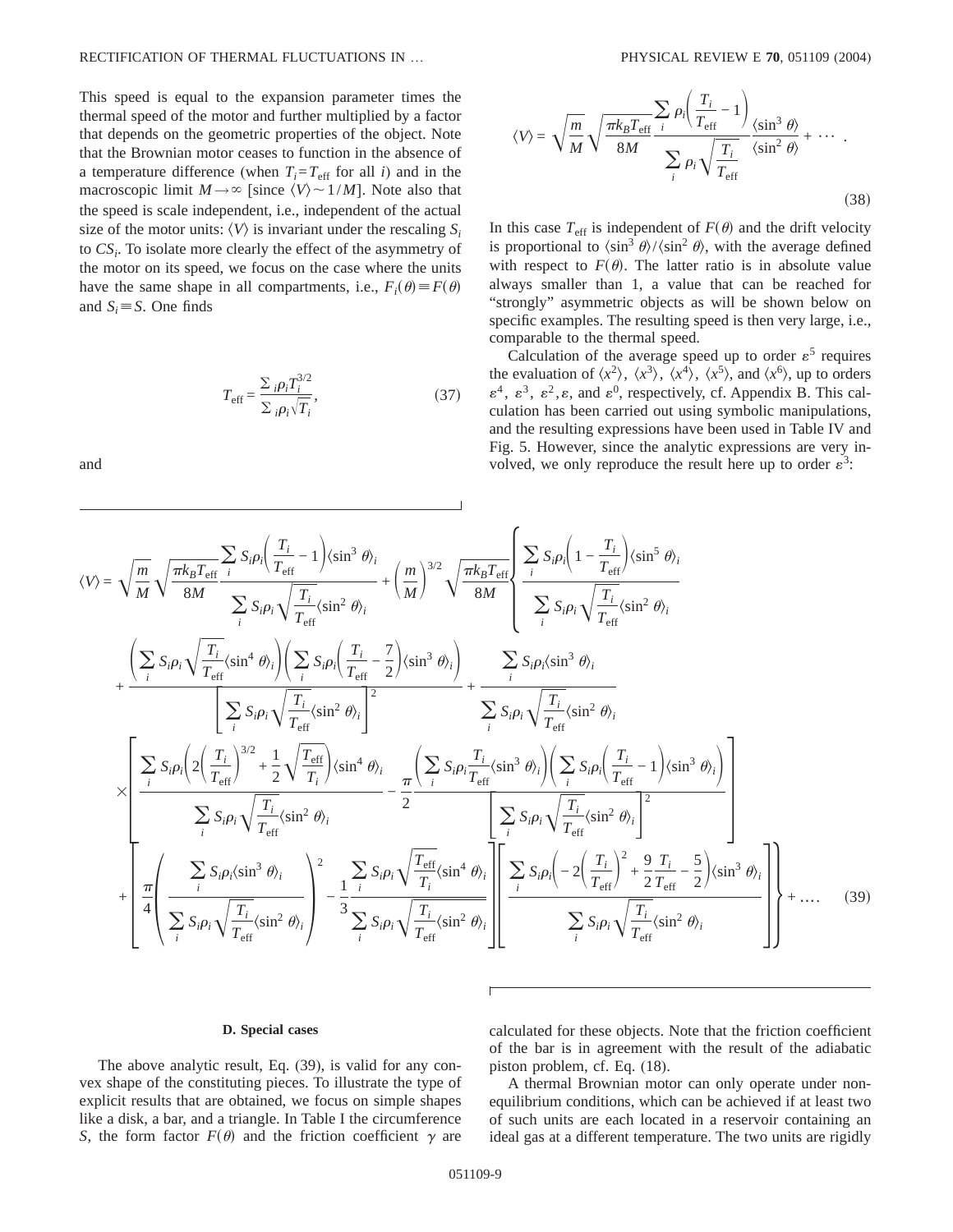This speed is equal to the expansion parameter times the thermal speed of the motor and further multiplied by a factor that depends on the geometric properties of the object. Note that the Brownian motor ceases to function in the absence of a temperature difference (when $T_i = T_{\text{eff}}$ for all $i$) and in the macroscopic limit $M \to \infty$ [since $\langle V \rangle \sim 1/M$]. Note also that the speed is scale independent, i.e., independent of the actual size of the motor units: $\langle V \rangle$ is invariant under the rescaling $S_i$ to $CS_i$. To isolate more clearly the effect of the asymmetry of the motor on its speed, we focus on the case where the units have the same shape in all compartments, i.e., $F_i(\theta) \equiv F(\theta)$ and $S_i \equiv S$. One finds

$$T_{\text{eff}} = \frac{\sum_i \rho_i T_i^{3/2}}{\sum_i \rho_i \sqrt{T_i}}, \tag{37}$$

and

$$\langle V \rangle = \sqrt{\frac{m}{M}} \sqrt{\frac{\pi k_B T_{\text{eff}}}{8M}} \frac{\sum_i \rho_i \left( \frac{T_i}{T_{\text{eff}}} - 1 \right)}{\sum_i \rho_i \sqrt{\frac{T_i}{T_{\text{eff}}}}} \frac{\langle \sin^3 \theta \rangle}{\langle \sin^2 \theta \rangle} + \cdots . \tag{38}$$

In this case $T_{\text{eff}}$ is independent of $F(\theta)$ and the drift velocity is proportional to $\langle \sin^3 \theta \rangle / \langle \sin^2 \theta \rangle$, with the average defined with respect to $F(\theta)$. The latter ratio is in absolute value always smaller than 1, a value that can be reached for "strongly" asymmetric objects as will be shown below on specific examples. The resulting speed is then very large, i.e., comparable to the thermal speed.

Calculation of the average speed up to order $\varepsilon^5$ requires the evaluation of $\langle x^2 \rangle$, $\langle x^3 \rangle$, $\langle x^4 \rangle$, $\langle x^5 \rangle$, and $\langle x^6 \rangle$, up to orders $\varepsilon^4$, $\varepsilon^3$, $\varepsilon^2$, $\varepsilon$, and $\varepsilon^0$, respectively, cf. Appendix B. This calculation has been carried out using symbolic manipulations, and the resulting expressions have been used in Table IV and Fig. 5. However, since the analytic expressions are very involved, we only reproduce the result here up to order $\varepsilon^3$:

$$\begin{aligned}
\langle V \rangle = {} & \sqrt{\frac{m}{M}} \sqrt{\frac{\pi k_B T_{\text{eff}}}{8M}} \frac{\sum_i S_i \rho_i \left( \frac{T_i}{T_{\text{eff}}} - 1 \right) \langle \sin^3 \theta \rangle_i}{\sum_i S_i \rho_i \sqrt{\frac{T_i}{T_{\text{eff}}}} \langle \sin^2 \theta \rangle_i} + \left( \frac{m}{M} \right)^{3/2} \sqrt{\frac{\pi k_B T_{\text{eff}}}{8M}} \left\{ \frac{\sum_i S_i \rho_i \left( 1 - \frac{T_i}{T_{\text{eff}}} \right) \langle \sin^5 \theta \rangle_i}{\sum_i S_i \rho_i \sqrt{\frac{T_i}{T_{\text{eff}}}} \langle \sin^2 \theta \rangle_i} \right. \\
& + \frac{\left( \sum_i S_i \rho_i \sqrt{\frac{T_i}{T_{\text{eff}}}} \langle \sin^4 \theta \rangle_i \right) \left( \sum_i S_i \rho_i \left( \frac{T_i}{T_{\text{eff}}} - \frac{7}{2} \right) \langle \sin^3 \theta \rangle_i \right)}{\left[ \sum_i S_i \rho_i \sqrt{\frac{T_i}{T_{\text{eff}}}} \langle \sin^2 \theta \rangle_i \right]^2} + \frac{\sum_i S_i \rho_i \langle \sin^3 \theta \rangle_i}{\sum_i S_i \rho_i \sqrt{\frac{T_i}{T_{\text{eff}}}} \langle \sin^2 \theta \rangle_i} \\
& \times \left[ \frac{\sum_i S_i \rho_i \left( 2 \left( \frac{T_i}{T_{\text{eff}}} \right)^{3/2} + \frac{1}{2} \sqrt{\frac{T_{\text{eff}}}{T_i}} \right) \langle \sin^4 \theta \rangle_i}{\sum_i S_i \rho_i \sqrt{\frac{T_i}{T_{\text{eff}}}} \langle \sin^2 \theta \rangle_i} - \frac{\pi}{2} \frac{\left( \sum_i S_i \rho_i \frac{T_i}{T_{\text{eff}}} \langle \sin^3 \theta \rangle_i \right) \left( \sum_i S_i \rho_i \left( \frac{T_i}{T_{\text{eff}}} - 1 \right) \langle \sin^3 \theta \rangle_i \right)}{\left[ \sum_i S_i \rho_i \sqrt{\frac{T_i}{T_{\text{eff}}}} \langle \sin^2 \theta \rangle_i \right]^2} \right] \\
& \left. + \left[ \frac{\pi}{4} \left( \frac{\sum_i S_i \rho_i \langle \sin^3 \theta \rangle_i}{\sum_i S_i \rho_i \sqrt{\frac{T_i}{T_{\text{eff}}}} \langle \sin^2 \theta \rangle_i} \right)^2 - \frac{1}{3} \frac{\sum_i S_i \rho_i \sqrt{\frac{T_{\text{eff}}}{T_i}} \langle \sin^4 \theta \rangle_i}{\sum_i S_i \rho_i \sqrt{\frac{T_i}{T_{\text{eff}}}} \langle \sin^2 \theta \rangle_i} \right] \left[ \frac{\sum_i S_i \rho_i \left( -2 \left( \frac{T_i}{T_{\text{eff}}} \right)^2 + \frac{9}{2} \frac{T_i}{T_{\text{eff}}} - \frac{5}{2} \right) \langle \sin^3 \theta \rangle_i}{\sum_i S_i \rho_i \sqrt{\frac{T_i}{T_{\text{eff}}}} \langle \sin^2 \theta \rangle_i} \right] \right\} + \ldots .
\end{aligned} \tag{39}$$

### D. Special cases

The above analytic result, Eq. (39), is valid for any convex shape of the constituting pieces. To illustrate the type of explicit results that are obtained, we focus on simple shapes like a disk, a bar, and a triangle. In Table I the circumference $S$, the form factor $F(\theta)$ and the friction coefficient $\gamma$ are calculated for these objects. Note that the friction coefficient of the bar is in agreement with the result of the adiabatic piston problem, cf. Eq. (18).

A thermal Brownian motor can only operate under nonequilibrium conditions, which can be achieved if at least two of such units are each located in a reservoir containing an ideal gas at a different temperature. The two units are rigidly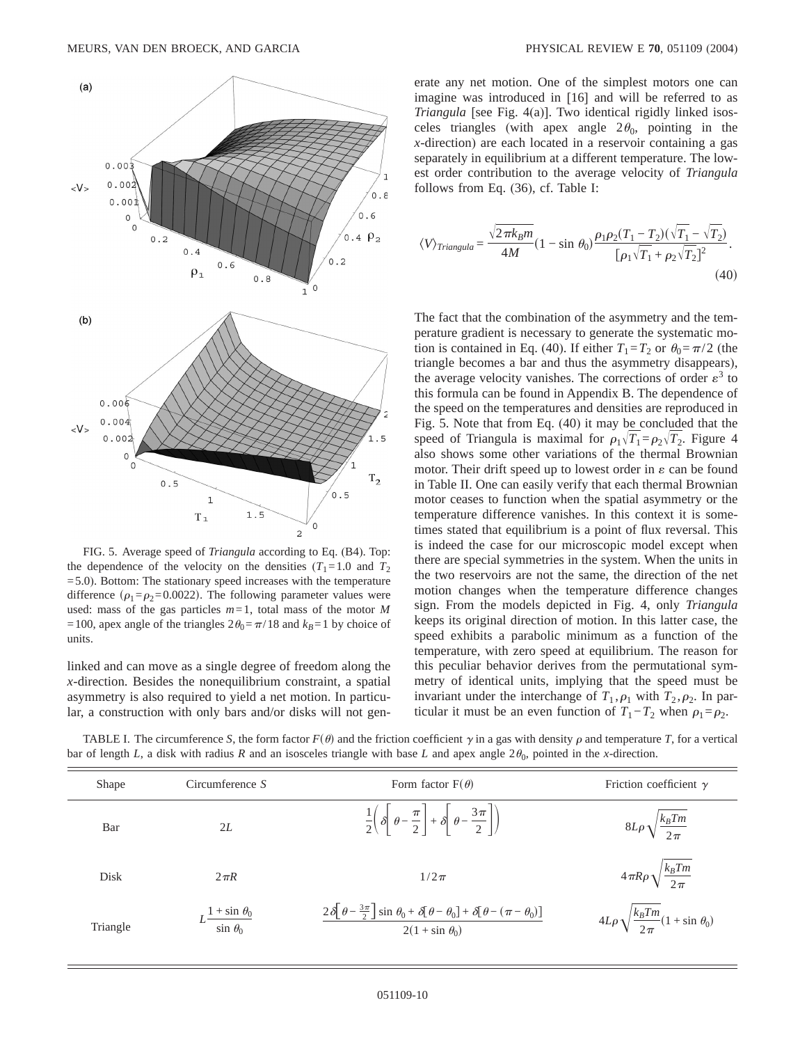FIG. 5. Average speed of *Triangula* according to Eq. (B4). Top: the dependence of the velocity on the densities ($T_1=1.0$ and $T_2=5.0$). Bottom: The stationary speed increases with the temperature difference ($\rho_1=\rho_2=0.0022$). The following parameter values were used: mass of the gas particles $m=1$, total mass of the motor $M=100$, apex angle of the triangles $2\theta_0=\pi/18$ and $k_B=1$ by choice of units.

linked and can move as a single degree of freedom along the $x$-direction. Besides the nonequilibrium constraint, a spatial asymmetry is also required to yield a net motion. In particular, a construction with only bars and/or disks will not generate any net motion. One of the simplest motors one can imagine was introduced in [16] and will be referred to as *Triangula* [see Fig. 4(a)]. Two identical rigidly linked isosceles triangles (with apex angle $2\theta_0$, pointing in the $x$-direction) are each located in a reservoir containing a gas separately in equilibrium at a different temperature. The lowest order contribution to the average velocity of *Triangula* follows from Eq. (36), cf. Table I:

$$\langle V\rangle_{Triangula} = \frac{\sqrt{2\pi k_B m}}{4M}(1-\sin\theta_0)\frac{\rho_1\rho_2(T_1-T_2)(\sqrt{T_1}-\sqrt{T_2})}{[\rho_1\sqrt{T_1}+\rho_2\sqrt{T_2}]^2}. \tag{40}$$

The fact that the combination of the asymmetry and the temperature gradient is necessary to generate the systematic motion is contained in Eq. (40). If either $T_1=T_2$ or $\theta_0=\pi/2$ (the triangle becomes a bar and thus the asymmetry disappears), the average velocity vanishes. The corrections of order $\varepsilon^3$ to this formula can be found in Appendix B. The dependence of the speed on the temperatures and densities are reproduced in Fig. 5. Note that from Eq. (40) it may be concluded that the speed of Triangula is maximal for $\rho_1\sqrt{T_1}=\rho_2\sqrt{T_2}$. Figure 4 also shows some other variations of the thermal Brownian motor. Their drift speed up to lowest order in $\varepsilon$ can be found in Table II. One can easily verify that each thermal Brownian motor ceases to function when the spatial asymmetry or the temperature difference vanishes. In this context it is sometimes stated that equilibrium is a point of flux reversal. This is indeed the case for our microscopic model except when there are special symmetries in the system. When the units in the two reservoirs are not the same, the direction of the net motion changes when the temperature difference changes sign. From the models depicted in Fig. 4, only *Triangula* keeps its original direction of motion. In this latter case, the speed exhibits a parabolic minimum as a function of the temperature, with zero speed at equilibrium. The reason for this peculiar behavior derives from the permutational symmetry of identical units, implying that the speed must be invariant under the interchange of $T_1,\rho_1$ with $T_2,\rho_2$. In particular it must be an even function of $T_1-T_2$ when $\rho_1=\rho_2$.

TABLE I. The circumference $S$, the form factor $F(\theta)$ and the friction coefficient $\gamma$ in a gas with density $\rho$ and temperature $T$, for a vertical bar of length $L$, a disk with radius $R$ and an isosceles triangle with base $L$ and apex angle $2\theta_0$, pointed in the $x$-direction.

| Shape | Circumference $S$ | Form factor $F(\theta)$ | Friction coefficient $\gamma$ |
|---|---|---|---|
| Bar | $2L$ | $\frac{1}{2}\left(\delta\left[\theta-\frac{\pi}{2}\right]+\delta\left[\theta-\frac{3\pi}{2}\right]\right)$ | $8L\rho\sqrt{\frac{k_BTm}{2\pi}}$ |
| Disk | $2\pi R$ | $1/2\pi$ | $4\pi R\rho\sqrt{\frac{k_BTm}{2\pi}}$ |
| Triangle | $L\frac{1+\sin\theta_0}{\sin\theta_0}$ | $\frac{2\delta\left[\theta-\frac{3\pi}{2}\right]\sin\theta_0+\delta[\theta-\theta_0]+\delta[\theta-(\pi-\theta_0)]}{2(1+\sin\theta_0)}$ | $4L\rho\sqrt{\frac{k_BTm}{2\pi}}(1+\sin\theta_0)$ |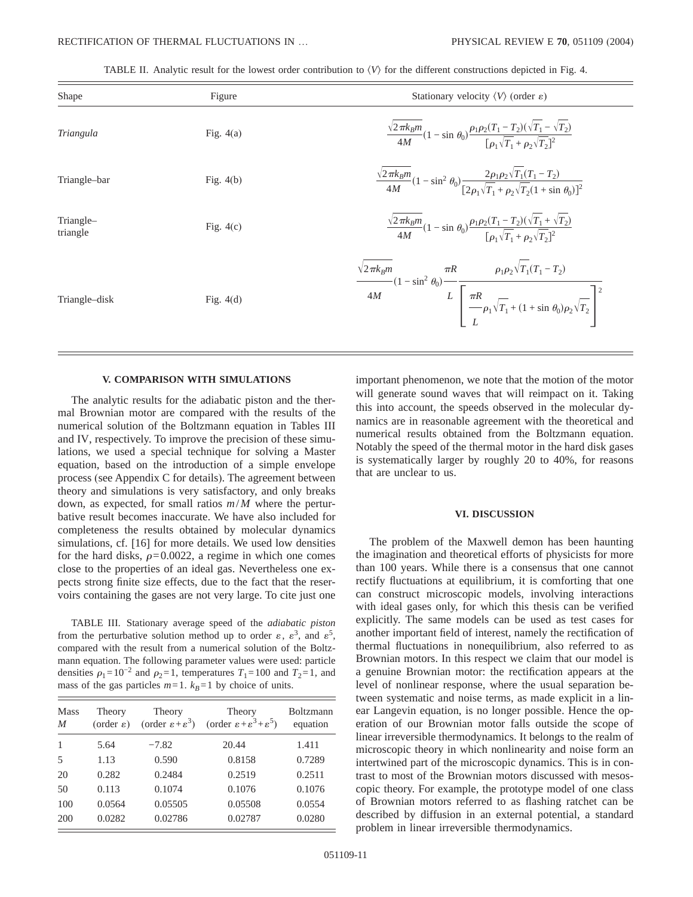TABLE II. Analytic result for the lowest order contribution to $\langle V \rangle$ for the different constructions depicted in Fig. 4.

| Shape | Figure | Stationary velocity $\langle V \rangle$ (order $\varepsilon$) |
|---|---|---|
| *Triangula* | Fig. 4(a) | $\frac{\sqrt{2\pi k_B m}}{4M}(1-\sin\theta_0)\frac{\rho_1\rho_2(T_1-T_2)(\sqrt{T_1}-\sqrt{T_2})}{[\rho_1\sqrt{T_1}+\rho_2\sqrt{T_2}]^2}$ |
| Triangle–bar | Fig. 4(b) | $\frac{\sqrt{2\pi k_B m}}{4M}(1-\sin^2\theta_0)\frac{2\rho_1\rho_2\sqrt{T_1}(T_1-T_2)}{[2\rho_1\sqrt{T_1}+\rho_2\sqrt{T_2}(1+\sin\theta_0)]^2}$ |
| Triangle–triangle | Fig. 4(c) | $\frac{\sqrt{2\pi k_B m}}{4M}(1-\sin\theta_0)\frac{\rho_1\rho_2(T_1-T_2)(\sqrt{T_1}+\sqrt{T_2})}{[\rho_1\sqrt{T_1}+\rho_2\sqrt{T_2}]^2}$ |
| Triangle–disk | Fig. 4(d) | $\frac{\sqrt{2\pi k_B m}}{4M}(1-\sin^2\theta_0)\frac{\pi R}{L}\frac{\rho_1\rho_2\sqrt{T_1}(T_1-T_2)}{\left[\frac{\pi R}{L}\rho_1\sqrt{T_1}+(1+\sin\theta_0)\rho_2\sqrt{T_2}\right]^2}$ |

## V. COMPARISON WITH SIMULATIONS

The analytic results for the adiabatic piston and the thermal Brownian motor are compared with the results of the numerical solution of the Boltzmann equation in Tables III and IV, respectively. To improve the precision of these simulations, we used a special technique for solving a Master equation, based on the introduction of a simple envelope process (see Appendix C for details). The agreement between theory and simulations is very satisfactory, and only breaks down, as expected, for small ratios $m/M$ where the perturbative result becomes inaccurate. We have also included for completeness the results obtained by molecular dynamics simulations, cf. [16] for more details. We used low densities for the hard disks, $\rho=0.0022$, a regime in which one comes close to the properties of an ideal gas. Nevertheless one expects strong finite size effects, due to the fact that the reservoirs containing the gases are not very large. To cite just one important phenomenon, we note that the motion of the motor will generate sound waves that will reimpact on it. Taking this into account, the speeds observed in the molecular dynamics are in reasonable agreement with the theoretical and numerical results obtained from the Boltzmann equation. Notably the speed of the thermal motor in the hard disk gases is systematically larger by roughly 20 to 40%, for reasons that are unclear to us.

TABLE III. Stationary average speed of the *adiabatic piston* from the perturbative solution method up to order $\varepsilon$, $\varepsilon^3$, and $\varepsilon^5$, compared with the result from a numerical solution of the Boltzmann equation. The following parameter values were used: particle densities $\rho_1=10^{-2}$ and $\rho_2=1$, temperatures $T_1=100$ and $T_2=1$, and mass of the gas particles $m=1$. $k_B=1$ by choice of units.

| Mass $M$ | Theory (order $\varepsilon$) | Theory (order $\varepsilon+\varepsilon^3$) | Theory (order $\varepsilon+\varepsilon^3+\varepsilon^5$) | Boltzmann equation |
|---|---|---|---|---|
| 1 | 5.64 | −7.82 | 20.44 | 1.411 |
| 5 | 1.13 | 0.590 | 0.8158 | 0.7289 |
| 20 | 0.282 | 0.2484 | 0.2519 | 0.2511 |
| 50 | 0.113 | 0.1074 | 0.1076 | 0.1076 |
| 100 | 0.0564 | 0.05505 | 0.05508 | 0.0554 |
| 200 | 0.0282 | 0.02786 | 0.02787 | 0.0280 |

## VI. DISCUSSION

The problem of the Maxwell demon has been haunting the imagination and theoretical efforts of physicists for more than 100 years. While there is a consensus that one cannot rectify fluctuations at equilibrium, it is comforting that one can construct microscopic models, involving interactions with ideal gases only, for which this thesis can be verified explicitly. The same models can be used as test cases for another important field of interest, namely the rectification of thermal fluctuations in nonequilibrium, also referred to as Brownian motors. In this respect we claim that our model is a genuine Brownian motor: the rectification appears at the level of nonlinear response, where the usual separation between systematic and noise terms, as made explicit in a linear Langevin equation, is no longer possible. Hence the operation of our Brownian motor falls outside the scope of linear irreversible thermodynamics. It belongs to the realm of microscopic theory in which nonlinearity and noise form an intertwined part of the microscopic dynamics. This is in contrast to most of the Brownian motors discussed with mesoscopic theory. For example, the prototype model of one class of Brownian motors referred to as flashing ratchet can be described by diffusion in an external potential, a standard problem in linear irreversible thermodynamics.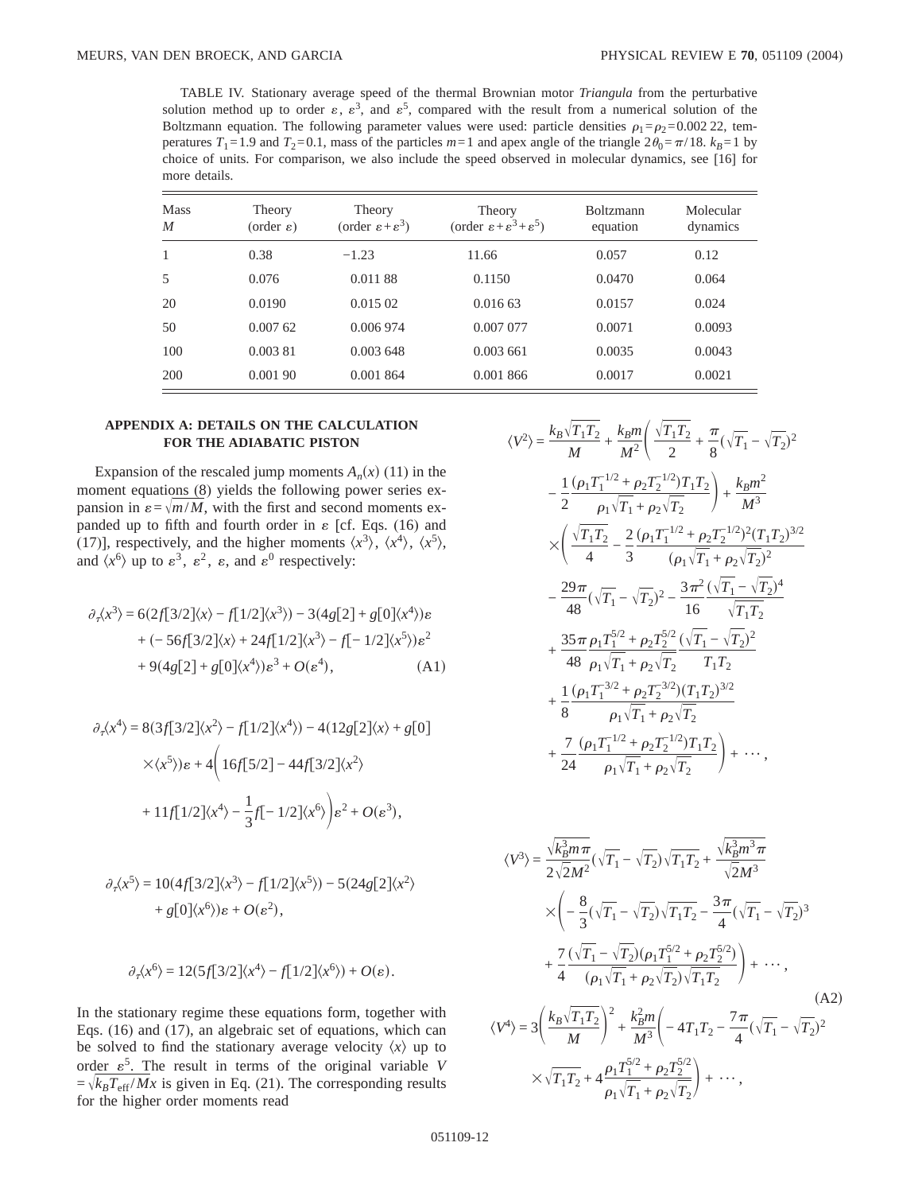TABLE IV. Stationary average speed of the thermal Brownian motor *Triangula* from the perturbative solution method up to order $\varepsilon$, $\varepsilon^3$, and $\varepsilon^5$, compared with the result from a numerical solution of the Boltzmann equation. The following parameter values were used: particle densities $\rho_1=\rho_2=0.002\,22$, temperatures $T_1=1.9$ and $T_2=0.1$, mass of the particles $m=1$ and apex angle of the triangle $2\theta_0=\pi/18$. $k_B=1$ by choice of units. For comparison, we also include the speed observed in molecular dynamics, see [16] for more details.

| Mass $M$ | Theory (order $\varepsilon$) | Theory (order $\varepsilon+\varepsilon^3$) | Theory (order $\varepsilon+\varepsilon^3+\varepsilon^5$) | Boltzmann equation | Molecular dynamics |
|---|---|---|---|---|---|
| 1 | 0.38 | −1.23 | 11.66 | 0.057 | 0.12 |
| 5 | 0.076 | 0.011 88 | 0.1150 | 0.0470 | 0.064 |
| 20 | 0.0190 | 0.015 02 | 0.016 63 | 0.0157 | 0.024 |
| 50 | 0.007 62 | 0.006 974 | 0.007 077 | 0.0071 | 0.0093 |
| 100 | 0.003 81 | 0.003 648 | 0.003 661 | 0.0035 | 0.0043 |
| 200 | 0.001 90 | 0.001 864 | 0.001 866 | 0.0017 | 0.0021 |

## APPENDIX A: DETAILS ON THE CALCULATION FOR THE ADIABATIC PISTON

Expansion of the rescaled jump moments $A_n(x)$ (11) in the moment equations (8) yields the following power series expansion in $\varepsilon=\sqrt{m/M}$, with the first and second moments expanded up to fifth and fourth order in $\varepsilon$ [cf. Eqs. (16) and (17)], respectively, and the higher moments $\langle x^3\rangle$, $\langle x^4\rangle$, $\langle x^5\rangle$, and $\langle x^6\rangle$ up to $\varepsilon^3$, $\varepsilon^2$, $\varepsilon$, and $\varepsilon^0$ respectively:

$$
\begin{aligned}
\partial_\tau\langle x^3\rangle &= 6(2f[3/2]\langle x\rangle - f[1/2]\langle x^3\rangle) - 3(4g[2] + g[0]\langle x^4\rangle)\varepsilon \\
&\quad + (-56f[3/2]\langle x\rangle + 24f[1/2]\langle x^3\rangle - f[-1/2]\langle x^5\rangle)\varepsilon^2 \\
&\quad + 9(4g[2] + g[0]\langle x^4\rangle)\varepsilon^3 + O(\varepsilon^4),
\end{aligned} \tag{A1}
$$

$$
\begin{aligned}
\partial_\tau\langle x^4\rangle &= 8(3f[3/2]\langle x^2\rangle - f[1/2]\langle x^4\rangle) - 4(12g[2]\langle x\rangle + g[0] \\
&\quad \times\langle x^5\rangle)\varepsilon + 4\bigg(16f[5/2] - 44f[3/2]\langle x^2\rangle \\
&\quad + 11f[1/2]\langle x^4\rangle - \frac{1}{3}f[-1/2]\langle x^6\rangle\bigg)\varepsilon^2 + O(\varepsilon^3),
\end{aligned}
$$

$$
\begin{aligned}
\partial_\tau\langle x^5\rangle &= 10(4f[3/2]\langle x^3\rangle - f[1/2]\langle x^5\rangle) - 5(24g[2]\langle x^2\rangle \\
&\quad + g[0]\langle x^6\rangle)\varepsilon + O(\varepsilon^2),
\end{aligned}
$$

$$
\partial_\tau\langle x^6\rangle = 12(5f[3/2]\langle x^4\rangle - f[1/2]\langle x^6\rangle) + O(\varepsilon).
$$

In the stationary regime these equations form, together with Eqs. (16) and (17), an algebraic set of equations, which can be solved to find the stationary average velocity $\langle x\rangle$ up to order $\varepsilon^5$. The result in terms of the original variable $V=\sqrt{k_BT_{\text{eff}}/M}x$ is given in Eq. (21). The corresponding results for the higher order moments read

$$
\begin{aligned}
\langle V^2\rangle &= \frac{k_B\sqrt{T_1T_2}}{M} + \frac{k_Bm}{M^2}\Bigg(\frac{\sqrt{T_1T_2}}{2} + \frac{\pi}{8}(\sqrt{T_1}-\sqrt{T_2})^2 \\
&\quad - \frac{1}{2}\frac{(\rho_1T_1^{-1/2}+\rho_2T_2^{-1/2})T_1T_2}{\rho_1\sqrt{T_1}+\rho_2\sqrt{T_2}}\Bigg) + \frac{k_Bm^2}{M^3} \\
&\quad \times\Bigg(\frac{\sqrt{T_1T_2}}{4} - \frac{2}{3}\frac{(\rho_1T_1^{-1/2}+\rho_2T_2^{-1/2})^2(T_1T_2)^{3/2}}{(\rho_1\sqrt{T_1}+\rho_2\sqrt{T_2})^2} \\
&\quad - \frac{29\pi}{48}(\sqrt{T_1}-\sqrt{T_2})^2 - \frac{3\pi^2}{16}\frac{(\sqrt{T_1}-\sqrt{T_2})^4}{\sqrt{T_1T_2}} \\
&\quad + \frac{35\pi}{48}\frac{\rho_1T_1^{5/2}+\rho_2T_2^{5/2}}{\rho_1\sqrt{T_1}+\rho_2\sqrt{T_2}}\frac{(\sqrt{T_1}-\sqrt{T_2})^2}{T_1T_2} \\
&\quad + \frac{1}{8}\frac{(\rho_1T_1^{-3/2}+\rho_2T_2^{-3/2})(T_1T_2)^{3/2}}{\rho_1\sqrt{T_1}+\rho_2\sqrt{T_2}} \\
&\quad + \frac{7}{24}\frac{(\rho_1T_1^{-1/2}+\rho_2T_2^{-1/2})T_1T_2}{\rho_1\sqrt{T_1}+\rho_2\sqrt{T_2}}\Bigg) + \cdots,
\end{aligned}
$$

$$
\begin{aligned}
\langle V^3\rangle &= \frac{\sqrt{k_B^3m\pi}}{2\sqrt{2}M^2}(\sqrt{T_1}-\sqrt{T_2})\sqrt{T_1T_2} + \frac{\sqrt{k_B^3m^3\pi}}{\sqrt{2}M^3} \\
&\quad \times\Bigg(-\frac{8}{3}(\sqrt{T_1}-\sqrt{T_2})\sqrt{T_1T_2} - \frac{3\pi}{4}(\sqrt{T_1}-\sqrt{T_2})^3 \\
&\quad + \frac{7}{4}\frac{(\sqrt{T_1}-\sqrt{T_2})(\rho_1T_1^{5/2}+\rho_2T_2^{5/2})}{(\rho_1\sqrt{T_1}+\rho_2\sqrt{T_2})\sqrt{T_1T_2}}\Bigg) + \cdots,
\end{aligned} \tag{A2}
$$

$$
\begin{aligned}
\langle V^4\rangle &= 3\left(\frac{k_B\sqrt{T_1T_2}}{M}\right)^2 + \frac{k_B^2m}{M^3}\Bigg(-4T_1T_2 - \frac{7\pi}{4}(\sqrt{T_1}-\sqrt{T_2})^2 \\
&\quad \times\sqrt{T_1T_2} + 4\frac{\rho_1T_1^{5/2}+\rho_2T_2^{5/2}}{\rho_1\sqrt{T_1}+\rho_2\sqrt{T_2}}\Bigg) + \cdots,
\end{aligned}
$$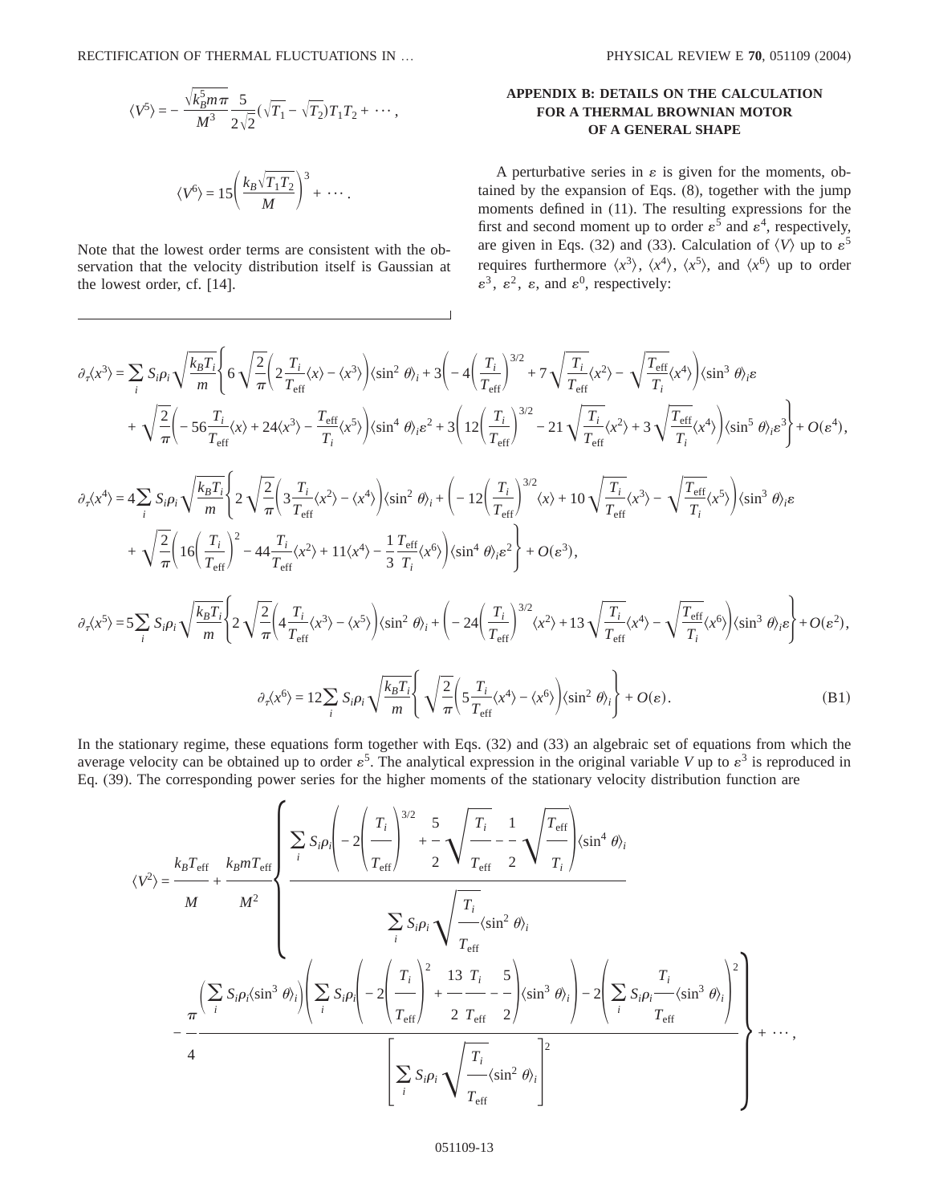$$\langle V^5 \rangle = -\frac{\sqrt{k_B^5 m \pi}}{M^3} \frac{5}{2\sqrt{2}} (\sqrt{T_1} - \sqrt{T_2}) T_1 T_2 + \cdots ,$$

$$\langle V^6 \rangle = 15 \left( \frac{k_B \sqrt{T_1 T_2}}{M} \right)^3 + \cdots .$$

Note that the lowest order terms are consistent with the observation that the velocity distribution itself is Gaussian at the lowest order, cf. [14].

## APPENDIX B: DETAILS ON THE CALCULATION FOR A THERMAL BROWNIAN MOTOR OF A GENERAL SHAPE

A perturbative series in $\varepsilon$ is given for the moments, obtained by the expansion of Eqs. (8), together with the jump moments defined in (11). The resulting expressions for the first and second moment up to order $\varepsilon^5$ and $\varepsilon^4$, respectively, are given in Eqs. (32) and (33). Calculation of $\langle V \rangle$ up to $\varepsilon^5$ requires furthermore $\langle x^3 \rangle$, $\langle x^4 \rangle$, $\langle x^5 \rangle$, and $\langle x^6 \rangle$ up to order $\varepsilon^3$, $\varepsilon^2$, $\varepsilon$, and $\varepsilon^0$, respectively:

$$\begin{aligned}
\partial_\tau \langle x^3 \rangle = \sum_i S_i \rho_i \sqrt{\frac{k_B T_i}{m}} \Bigg\{ & 6\sqrt{\frac{2}{\pi}} \left( 2\frac{T_i}{T_{\text{eff}}} \langle x \rangle - \langle x^3 \rangle \right) \langle \sin^2 \theta \rangle_i + 3 \left( -4 \left( \frac{T_i}{T_{\text{eff}}} \right)^{3/2} + 7\sqrt{\frac{T_i}{T_{\text{eff}}}} \langle x^2 \rangle - \sqrt{\frac{T_{\text{eff}}}{T_i}} \langle x^4 \rangle \right) \langle \sin^3 \theta \rangle_i \varepsilon \\
& + \sqrt{\frac{2}{\pi}} \left( -56 \frac{T_i}{T_{\text{eff}}} \langle x \rangle + 24 \langle x^3 \rangle - \frac{T_{\text{eff}}}{T_i} \langle x^5 \rangle \right) \langle \sin^4 \theta \rangle_i \varepsilon^2 + 3 \left( 12 \left( \frac{T_i}{T_{\text{eff}}} \right)^{3/2} - 21 \sqrt{\frac{T_i}{T_{\text{eff}}}} \langle x^2 \rangle + 3 \sqrt{\frac{T_{\text{eff}}}{T_i}} \langle x^4 \rangle \right) \langle \sin^5 \theta \rangle_i \varepsilon^3 \Bigg\} + O(\varepsilon^4),
\end{aligned}$$

$$\begin{aligned}
\partial_\tau \langle x^4 \rangle = 4 \sum_i S_i \rho_i \sqrt{\frac{k_B T_i}{m}} \Bigg\{ & 2\sqrt{\frac{2}{\pi}} \left( 3\frac{T_i}{T_{\text{eff}}} \langle x^2 \rangle - \langle x^4 \rangle \right) \langle \sin^2 \theta \rangle_i + \left( -12 \left( \frac{T_i}{T_{\text{eff}}} \right)^{3/2} \langle x \rangle + 10 \sqrt{\frac{T_i}{T_{\text{eff}}}} \langle x^3 \rangle - \sqrt{\frac{T_{\text{eff}}}{T_i}} \langle x^5 \rangle \right) \langle \sin^3 \theta \rangle_i \varepsilon \\
& + \sqrt{\frac{2}{\pi}} \left( 16 \left( \frac{T_i}{T_{\text{eff}}} \right)^2 - 44 \frac{T_i}{T_{\text{eff}}} \langle x^2 \rangle + 11 \langle x^4 \rangle - \frac{1}{3} \frac{T_{\text{eff}}}{T_i} \langle x^6 \rangle \right) \langle \sin^4 \theta \rangle_i \varepsilon^2 \Bigg\} + O(\varepsilon^3),
\end{aligned}$$

$$\partial_\tau \langle x^5 \rangle = 5 \sum_i S_i \rho_i \sqrt{\frac{k_B T_i}{m}} \Bigg\{ 2\sqrt{\frac{2}{\pi}} \left( 4\frac{T_i}{T_{\text{eff}}} \langle x^3 \rangle - \langle x^5 \rangle \right) \langle \sin^2 \theta \rangle_i + \left( -24 \left( \frac{T_i}{T_{\text{eff}}} \right)^{3/2} \langle x^2 \rangle + 13 \sqrt{\frac{T_i}{T_{\text{eff}}}} \langle x^4 \rangle - \sqrt{\frac{T_{\text{eff}}}{T_i}} \langle x^6 \rangle \right) \langle \sin^3 \theta \rangle_i \varepsilon \Bigg\} + O(\varepsilon^2),$$

$$\partial_\tau \langle x^6 \rangle = 12 \sum_i S_i \rho_i \sqrt{\frac{k_B T_i}{m}} \left\{ \sqrt{\frac{2}{\pi}} \left( 5 \frac{T_i}{T_{\text{eff}}} \langle x^4 \rangle - \langle x^6 \rangle \right) \langle \sin^2 \theta \rangle_i \right\} + O(\varepsilon). \tag{B1}$$

In the stationary regime, these equations form together with Eqs. (32) and (33) an algebraic set of equations from which the average velocity can be obtained up to order $\varepsilon^5$. The analytical expression in the original variable $V$ up to $\varepsilon^3$ is reproduced in Eq. (39). The corresponding power series for the higher moments of the stationary velocity distribution function are

$$\begin{aligned}
\langle V^2 \rangle = \frac{k_B T_{\text{eff}}}{M} + \frac{k_B m T_{\text{eff}}}{M^2} \Bigg\{ & \frac{\displaystyle\sum_i S_i \rho_i \left( -2 \left( \frac{T_i}{T_{\text{eff}}} \right)^{3/2} + \frac{5}{2} \sqrt{\frac{T_i}{T_{\text{eff}}}} - \frac{1}{2} \sqrt{\frac{T_{\text{eff}}}{T_i}} \right) \langle \sin^4 \theta \rangle_i}{\displaystyle\sum_i S_i \rho_i \sqrt{\frac{T_i}{T_{\text{eff}}}} \langle \sin^2 \theta \rangle_i} \\
& - \frac{\pi}{4} \frac{\displaystyle\left( \sum_i S_i \rho_i \langle \sin^3 \theta \rangle_i \right) \left( \sum_i S_i \rho_i \left( -2 \left( \frac{T_i}{T_{\text{eff}}} \right)^2 + \frac{13}{2} \frac{T_i}{T_{\text{eff}}} - \frac{5}{2} \right) \langle \sin^3 \theta \rangle_i \right) - 2 \left( \sum_i S_i \rho_i \frac{T_i}{T_{\text{eff}}} \langle \sin^3 \theta \rangle_i \right)^2}{\displaystyle\left[ \sum_i S_i \rho_i \sqrt{\frac{T_i}{T_{\text{eff}}}} \langle \sin^2 \theta \rangle_i \right]^2} \Bigg\} + \cdots ,
\end{aligned}$$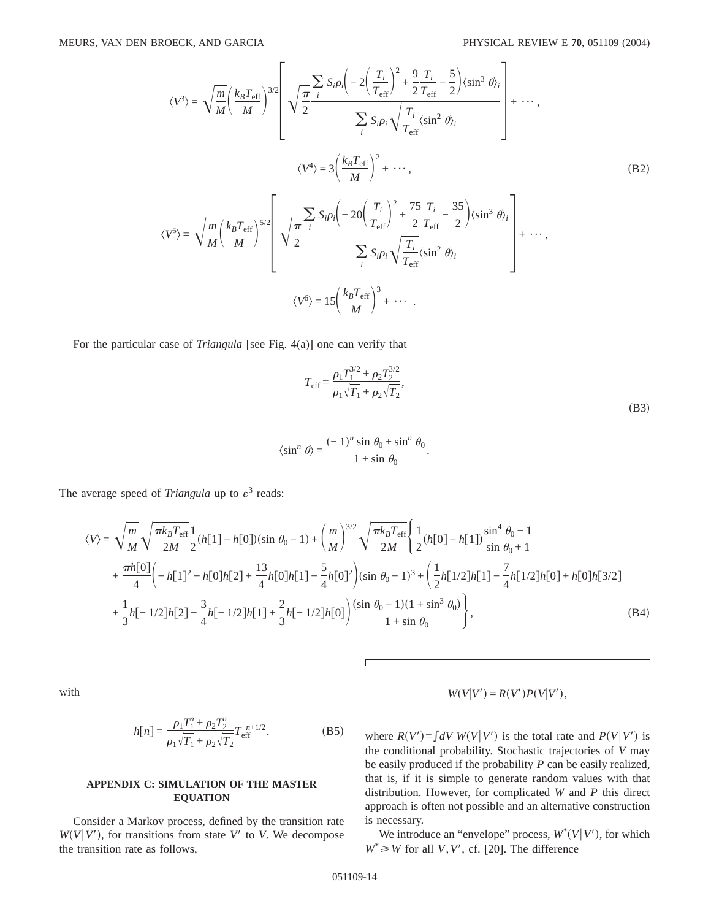$$\langle V^3\rangle = \sqrt{\frac{m}{M}}\left(\frac{k_BT_{\text{eff}}}{M}\right)^{3/2}\left[\sqrt{\frac{\pi}{2}}\frac{\sum_i S_i\rho_i\left(-2\left(\frac{T_i}{T_{\text{eff}}}\right)^2+\frac{9}{2}\frac{T_i}{T_{\text{eff}}}-\frac{5}{2}\right)\langle\sin^3\theta\rangle_i}{\sum_i S_i\rho_i\sqrt{\frac{T_i}{T_{\text{eff}}}}\langle\sin^2\theta\rangle_i}\right]+\cdots,$$

$$\langle V^4\rangle = 3\left(\frac{k_BT_{\text{eff}}}{M}\right)^2+\cdots, \tag{B2}$$

$$\langle V^5\rangle = \sqrt{\frac{m}{M}}\left(\frac{k_BT_{\text{eff}}}{M}\right)^{5/2}\left[\sqrt{\frac{\pi}{2}}\frac{\sum_i S_i\rho_i\left(-20\left(\frac{T_i}{T_{\text{eff}}}\right)^2+\frac{75}{2}\frac{T_i}{T_{\text{eff}}}-\frac{35}{2}\right)\langle\sin^3\theta\rangle_i}{\sum_i S_i\rho_i\sqrt{\frac{T_i}{T_{\text{eff}}}}\langle\sin^2\theta\rangle_i}\right]+\cdots,$$

$$\langle V^6\rangle = 15\left(\frac{k_BT_{\text{eff}}}{M}\right)^3+\cdots.$$

For the particular case of *Triangula* [see Fig. 4(a)] one can verify that

$$T_{\text{eff}} = \frac{\rho_1T_1^{3/2}+\rho_2T_2^{3/2}}{\rho_1\sqrt{T_1}+\rho_2\sqrt{T_2}},$$

$$\langle\sin^n\theta\rangle = \frac{(-1)^n\sin\theta_0+\sin^n\theta_0}{1+\sin\theta_0}. \tag{B3}$$

The average speed of *Triangula* up to $\varepsilon^3$ reads:

$$\begin{aligned}\langle V\rangle = {} & \sqrt{\frac{m}{M}}\sqrt{\frac{\pi k_BT_{\text{eff}}}{2M}}\frac{1}{2}(h[1]-h[0])(\sin\theta_0-1)+\left(\frac{m}{M}\right)^{3/2}\sqrt{\frac{\pi k_BT_{\text{eff}}}{2M}}\left\{\frac{1}{2}(h[0]-h[1])\frac{\sin^4\theta_0-1}{\sin\theta_0+1}\right.\\ & +\frac{\pi h[0]}{4}\left(-h[1]^2-h[0]h[2]+\frac{13}{4}h[0]h[1]-\frac{5}{4}h[0]^2\right)(\sin\theta_0-1)^3+\left(\frac{1}{2}h[1/2]h[1]-\frac{7}{4}h[1/2]h[0]+h[0]h[3/2]\right.\\ & \left.\left.+\frac{1}{3}h[-1/2]h[2]-\frac{3}{4}h[-1/2]h[1]+\frac{2}{3}h[-1/2]h[0]\right)\frac{(\sin\theta_0-1)(1+\sin^3\theta_0)}{1+\sin\theta_0}\right\},\end{aligned} \tag{B4}$$

with

$$h[n] = \frac{\rho_1T_1^n+\rho_2T_2^n}{\rho_1\sqrt{T_1}+\rho_2\sqrt{T_2}}T_{\text{eff}}^{-n+1/2}. \tag{B5}$$

## APPENDIX C: SIMULATION OF THE MASTER EQUATION

Consider a Markov process, defined by the transition rate $W(V|V')$, for transitions from state $V'$ to $V$. We decompose the transition rate as follows,

$$W(V|V') = R(V')P(V|V'),$$

where $R(V')=\int dV\, W(V|V')$ is the total rate and $P(V|V')$ is the conditional probability. Stochastic trajectories of $V$ may be easily produced if the probability $P$ can be easily realized, that is, if it is simple to generate random values with that distribution. However, for complicated $W$ and $P$ this direct approach is often not possible and an alternative construction is necessary.

We introduce an "envelope" process, $W^*(V|V')$, for which $W^*\geq W$ for all $V,V'$, cf. [20]. The difference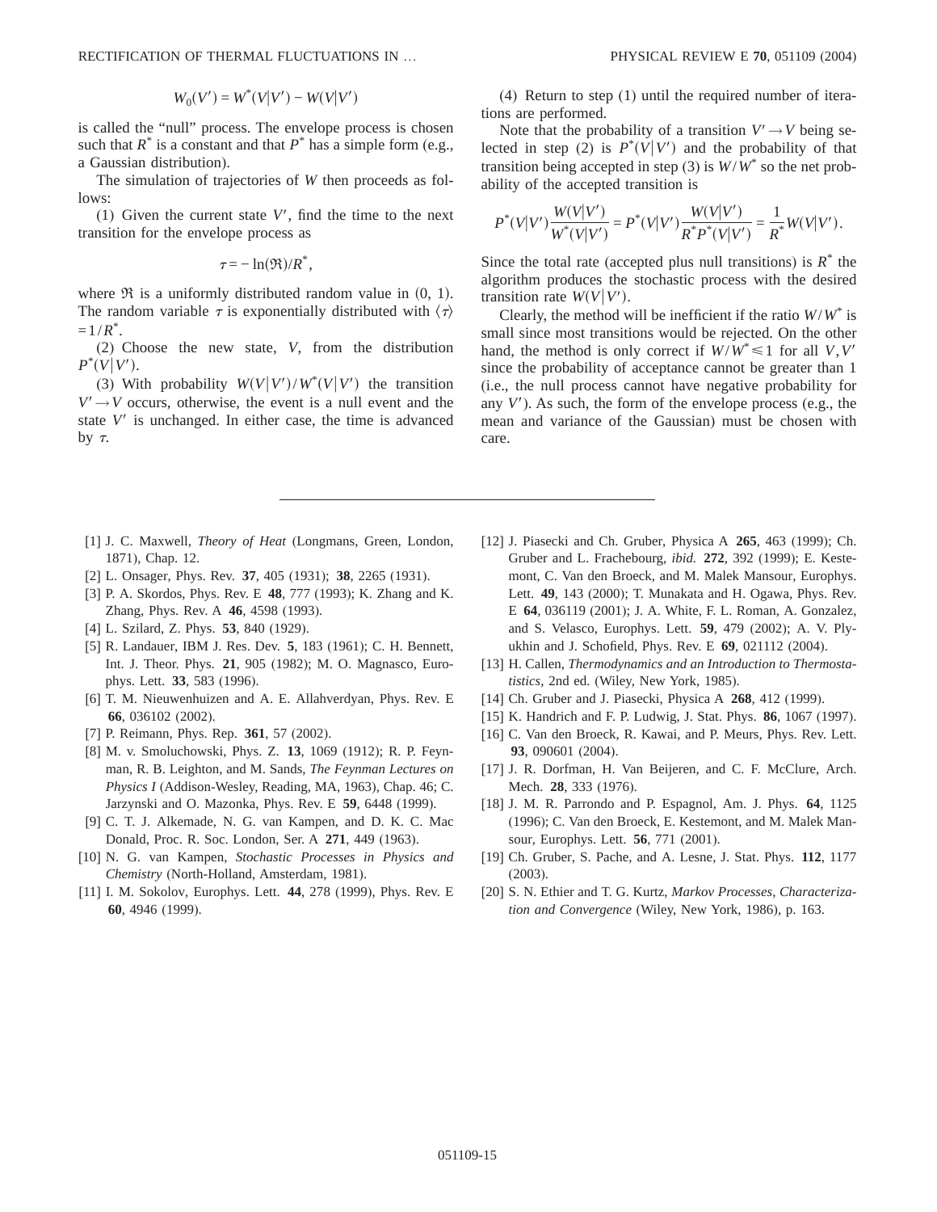$$W_0(V') = W^*(V|V') - W(V|V')$$

is called the "null" process. The envelope process is chosen such that $R^*$ is a constant and that $P^*$ has a simple form (e.g., a Gaussian distribution).

The simulation of trajectories of $W$ then proceeds as follows:

(1) Given the current state $V'$, find the time to the next transition for the envelope process as

$$\tau = -\ln(\mathfrak{R})/R^*,$$

where $\mathfrak{R}$ is a uniformly distributed random value in $(0, 1)$. The random variable $\tau$ is exponentially distributed with $\langle\tau\rangle = 1/R^*$.

(2) Choose the new state, $V$, from the distribution $P^*(V|V')$.

(3) With probability $W(V|V')/W^*(V|V')$ the transition $V' \to V$ occurs, otherwise, the event is a null event and the state $V'$ is unchanged. In either case, the time is advanced by $\tau$.

(4) Return to step (1) until the required number of iterations are performed.

Note that the probability of a transition $V' \to V$ being selected in step (2) is $P^*(V|V')$ and the probability of that transition being accepted in step (3) is $W/W^*$ so the net probability of the accepted transition is

$$P^*(V|V')\frac{W(V|V')}{W^*(V|V')} = P^*(V|V')\frac{W(V|V')}{R^*P^*(V|V')} = \frac{1}{R^*}W(V|V').$$

Since the total rate (accepted plus null transitions) is $R^*$ the algorithm produces the stochastic process with the desired transition rate $W(V|V')$.

Clearly, the method will be inefficient if the ratio $W/W^*$ is small since most transitions would be rejected. On the other hand, the method is only correct if $W/W^* \leq 1$ for all $V, V'$ since the probability of acceptance cannot be greater than 1 (i.e., the null process cannot have negative probability for any $V'$). As such, the form of the envelope process (e.g., the mean and variance of the Gaussian) must be chosen with care.

---

[1] J. C. Maxwell, *Theory of Heat* (Longmans, Green, London, 1871), Chap. 12.

[2] L. Onsager, Phys. Rev. **37**, 405 (1931); **38**, 2265 (1931).

[3] P. A. Skordos, Phys. Rev. E **48**, 777 (1993); K. Zhang and K. Zhang, Phys. Rev. A **46**, 4598 (1993).

[4] L. Szilard, Z. Phys. **53**, 840 (1929).

[5] R. Landauer, IBM J. Res. Dev. **5**, 183 (1961); C. H. Bennett, Int. J. Theor. Phys. **21**, 905 (1982); M. O. Magnasco, Europhys. Lett. **33**, 583 (1996).

[6] T. M. Nieuwenhuizen and A. E. Allahverdyan, Phys. Rev. E **66**, 036102 (2002).

[7] P. Reimann, Phys. Rep. **361**, 57 (2002).

[8] M. v. Smoluchowski, Phys. Z. **13**, 1069 (1912); R. P. Feynman, R. B. Leighton, and M. Sands, *The Feynman Lectures on Physics I* (Addison-Wesley, Reading, MA, 1963), Chap. 46; C. Jarzynski and O. Mazonka, Phys. Rev. E **59**, 6448 (1999).

[9] C. T. J. Alkemade, N. G. van Kampen, and D. K. C. Mac Donald, Proc. R. Soc. London, Ser. A **271**, 449 (1963).

[10] N. G. van Kampen, *Stochastic Processes in Physics and Chemistry* (North-Holland, Amsterdam, 1981).

[11] I. M. Sokolov, Europhys. Lett. **44**, 278 (1999), Phys. Rev. E **60**, 4946 (1999).

[12] J. Piasecki and Ch. Gruber, Physica A **265**, 463 (1999); Ch. Gruber and L. Frachebourg, *ibid.* **272**, 392 (1999); E. Kestemont, C. Van den Broeck, and M. Malek Mansour, Europhys. Lett. **49**, 143 (2000); T. Munakata and H. Ogawa, Phys. Rev. E **64**, 036119 (2001); J. A. White, F. L. Roman, A. Gonzalez, and S. Velasco, Europhys. Lett. **59**, 479 (2002); A. V. Plyukhin and J. Schofield, Phys. Rev. E **69**, 021112 (2004).

[13] H. Callen, *Thermodynamics and an Introduction to Thermostatistics*, 2nd ed. (Wiley, New York, 1985).

[14] Ch. Gruber and J. Piasecki, Physica A **268**, 412 (1999).

[15] K. Handrich and F. P. Ludwig, J. Stat. Phys. **86**, 1067 (1997).

[16] C. Van den Broeck, R. Kawai, and P. Meurs, Phys. Rev. Lett. **93**, 090601 (2004).

[17] J. R. Dorfman, H. Van Beijeren, and C. F. McClure, Arch. Mech. **28**, 333 (1976).

[18] J. M. R. Parrondo and P. Espagnol, Am. J. Phys. **64**, 1125 (1996); C. Van den Broeck, E. Kestemont, and M. Malek Mansour, Europhys. Lett. **56**, 771 (2001).

[19] Ch. Gruber, S. Pache, and A. Lesne, J. Stat. Phys. **112**, 1177 (2003).

[20] S. N. Ethier and T. G. Kurtz, *Markov Processes, Characterization and Convergence* (Wiley, New York, 1986), p. 163.